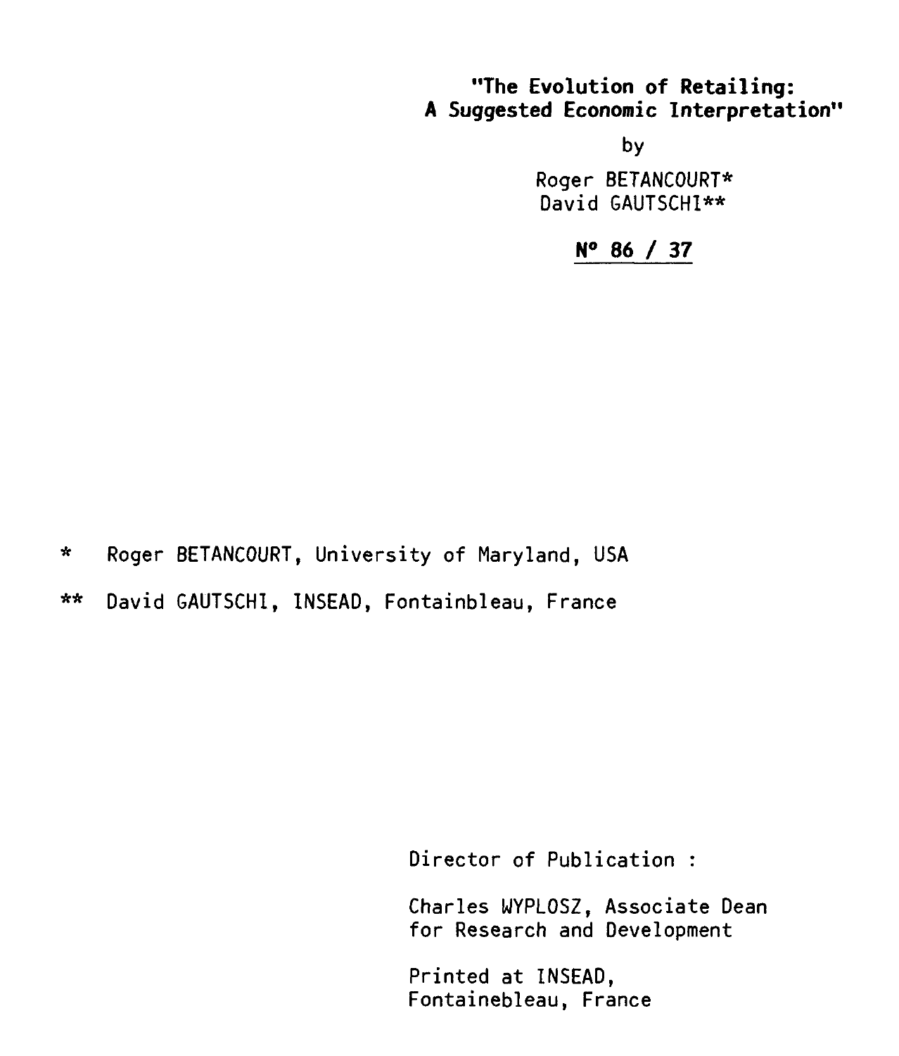# "The Evolution of Retailing: A Suggested Economic Interpretation"

by

Roger BETANCOURT*
David GAUTSCHI**

**N° 86 / 37**

\* Roger BETANCOURT, University of Maryland, USA

\*\* David GAUTSCHI, INSEAD, Fontainbleau, France

Director of Publication :

Charles WYPLOSZ, Associate Dean for Research and Development

Printed at INSEAD, Fontainebleau, France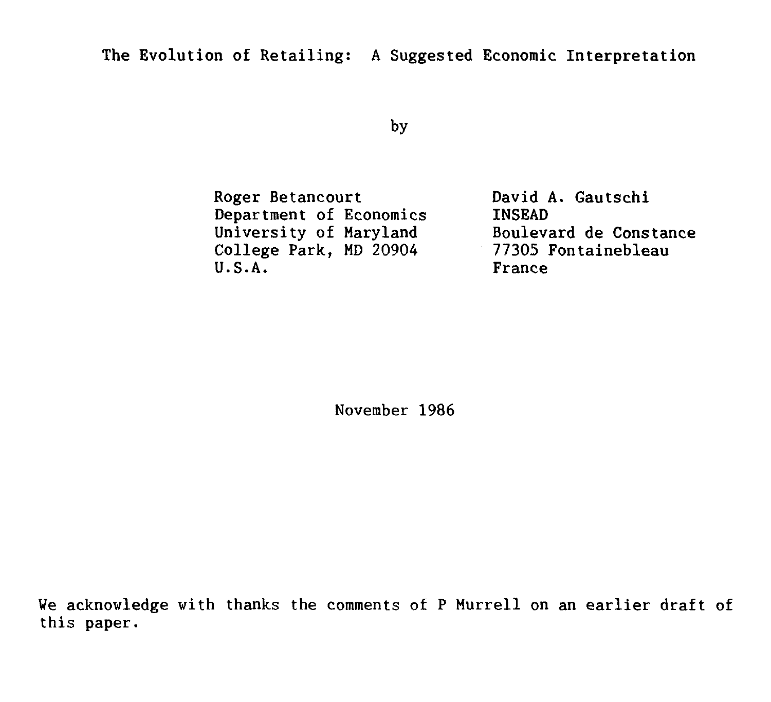# The Evolution of Retailing: A Suggested Economic Interpretation

by

Roger Betancourt
Department of Economics
University of Maryland
College Park, MD 20904
U.S.A.

David A. Gautschi
INSEAD
Boulevard de Constance
77305 Fontainebleau
France

November 1986

We acknowledge with thanks the comments of P Murrell on an earlier draft of this paper.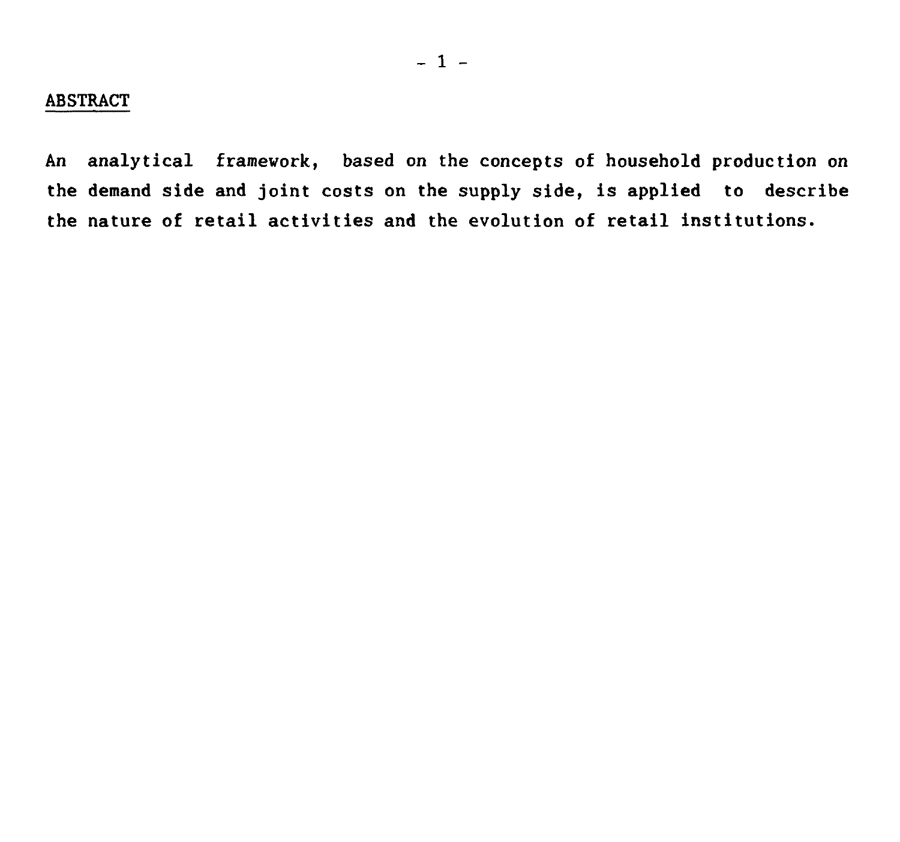## ABSTRACT

An analytical framework, based on the concepts of household production on the demand side and joint costs on the supply side, is applied to describe the nature of retail activities and the evolution of retail institutions.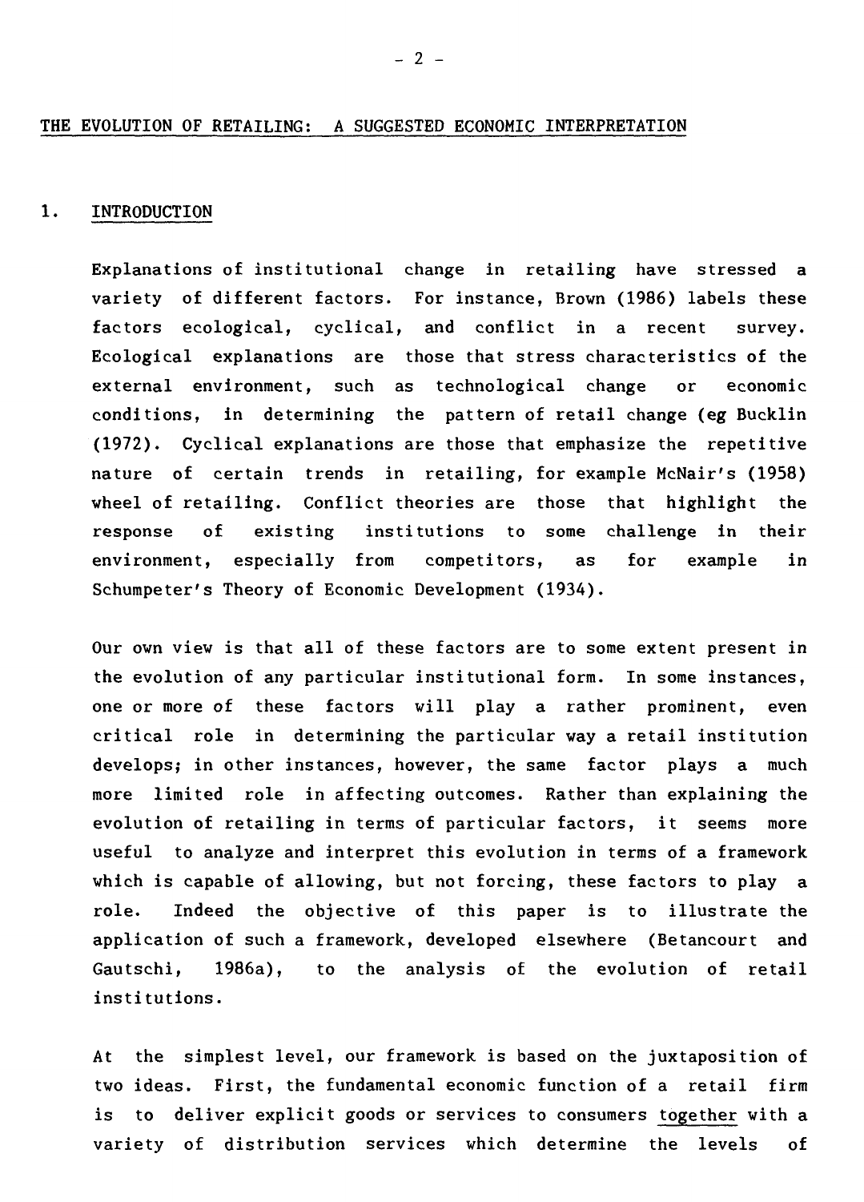# THE EVOLUTION OF RETAILING: A SUGGESTED ECONOMIC INTERPRETATION

## 1. INTRODUCTION

Explanations of institutional change in retailing have stressed a variety of different factors. For instance, Brown (1986) labels these factors ecological, cyclical, and conflict in a recent survey. Ecological explanations are those that stress characteristics of the external environment, such as technological change or economic conditions, in determining the pattern of retail change (eg Bucklin (1972). Cyclical explanations are those that emphasize the repetitive nature of certain trends in retailing, for example McNair's (1958) wheel of retailing. Conflict theories are those that highlight the response of existing institutions to some challenge in their environment, especially from competitors, as for example in Schumpeter's Theory of Economic Development (1934).

Our own view is that all of these factors are to some extent present in the evolution of any particular institutional form. In some instances, one or more of these factors will play a rather prominent, even critical role in determining the particular way a retail institution develops; in other instances, however, the same factor plays a much more limited role in affecting outcomes. Rather than explaining the evolution of retailing in terms of particular factors, it seems more useful to analyze and interpret this evolution in terms of a framework which is capable of allowing, but not forcing, these factors to play a role. Indeed the objective of this paper is to illustrate the application of such a framework, developed elsewhere (Betancourt and Gautschi, 1986a), to the analysis of the evolution of retail institutions.

At the simplest level, our framework is based on the juxtaposition of two ideas. First, the fundamental economic function of a retail firm is to deliver explicit goods or services to consumers <u>together</u> with a variety of distribution services which determine the levels of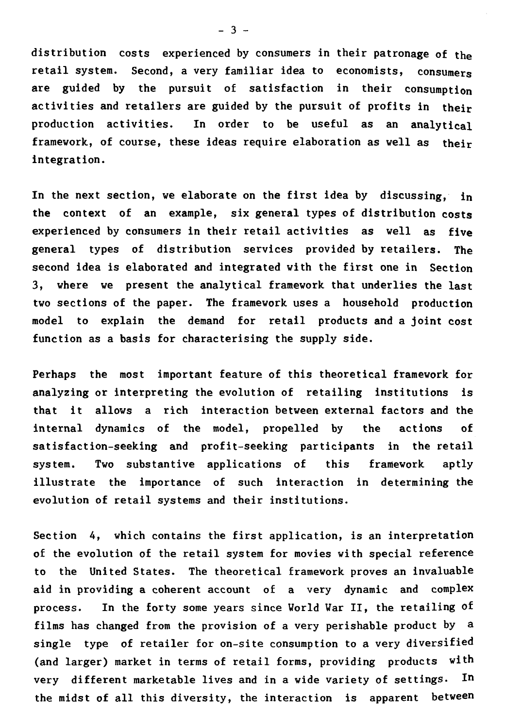distribution costs experienced by consumers in their patronage of the retail system. Second, a very familiar idea to economists, consumers are guided by the pursuit of satisfaction in their consumption activities and retailers are guided by the pursuit of profits in their production activities. In order to be useful as an analytical framework, of course, these ideas require elaboration as well as their integration.

In the next section, we elaborate on the first idea by discussing, in the context of an example, six general types of distribution costs experienced by consumers in their retail activities as well as five general types of distribution services provided by retailers. The second idea is elaborated and integrated with the first one in Section 3, where we present the analytical framework that underlies the last two sections of the paper. The framework uses a household production model to explain the demand for retail products and a joint cost function as a basis for characterising the supply side.

Perhaps the most important feature of this theoretical framework for analyzing or interpreting the evolution of retailing institutions is that it allows a rich interaction between external factors and the internal dynamics of the model, propelled by the actions of satisfaction-seeking and profit-seeking participants in the retail system. Two substantive applications of this framework aptly illustrate the importance of such interaction in determining the evolution of retail systems and their institutions.

Section 4, which contains the first application, is an interpretation of the evolution of the retail system for movies with special reference to the United States. The theoretical framework proves an invaluable aid in providing a coherent account of a very dynamic and complex process. In the forty some years since World War II, the retailing of films has changed from the provision of a very perishable product by a single type of retailer for on-site consumption to a very diversified (and larger) market in terms of retail forms, providing products with very different marketable lives and in a wide variety of settings. In the midst of all this diversity, the interaction is apparent between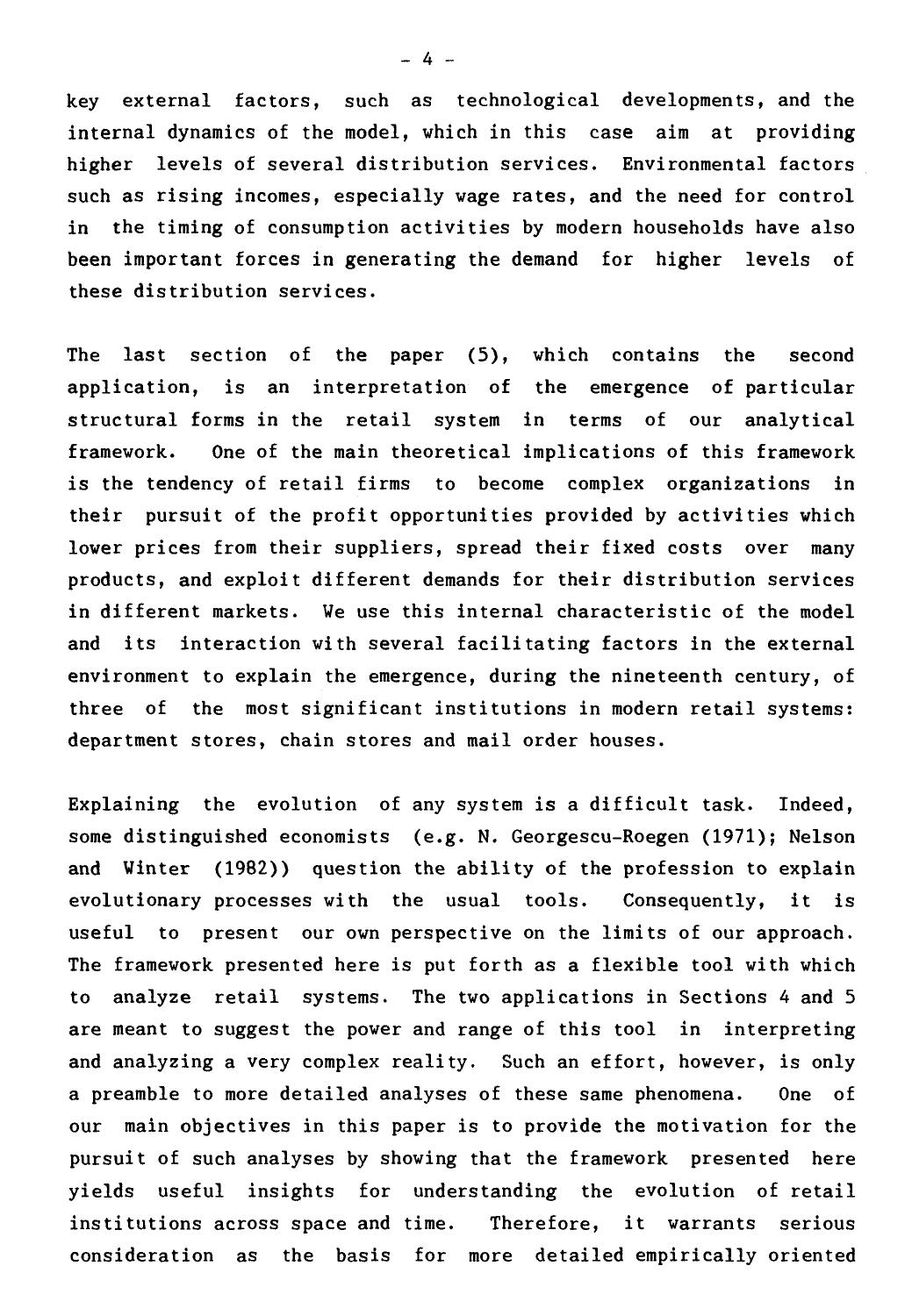key external factors, such as technological developments, and the internal dynamics of the model, which in this case aim at providing higher levels of several distribution services. Environmental factors such as rising incomes, especially wage rates, and the need for control in the timing of consumption activities by modern households have also been important forces in generating the demand for higher levels of these distribution services.

The last section of the paper (5), which contains the second application, is an interpretation of the emergence of particular structural forms in the retail system in terms of our analytical framework. One of the main theoretical implications of this framework is the tendency of retail firms to become complex organizations in their pursuit of the profit opportunities provided by activities which lower prices from their suppliers, spread their fixed costs over many products, and exploit different demands for their distribution services in different markets. We use this internal characteristic of the model and its interaction with several facilitating factors in the external environment to explain the emergence, during the nineteenth century, of three of the most significant institutions in modern retail systems: department stores, chain stores and mail order houses.

Explaining the evolution of any system is a difficult task. Indeed, some distinguished economists (e.g. N. Georgescu-Roegen (1971); Nelson and Winter (1982)) question the ability of the profession to explain evolutionary processes with the usual tools. Consequently, it is useful to present our own perspective on the limits of our approach. The framework presented here is put forth as a flexible tool with which to analyze retail systems. The two applications in Sections 4 and 5 are meant to suggest the power and range of this tool in interpreting and analyzing a very complex reality. Such an effort, however, is only a preamble to more detailed analyses of these same phenomena. One of our main objectives in this paper is to provide the motivation for the pursuit of such analyses by showing that the framework presented here yields useful insights for understanding the evolution of retail institutions across space and time. Therefore, it warrants serious consideration as the basis for more detailed empirically oriented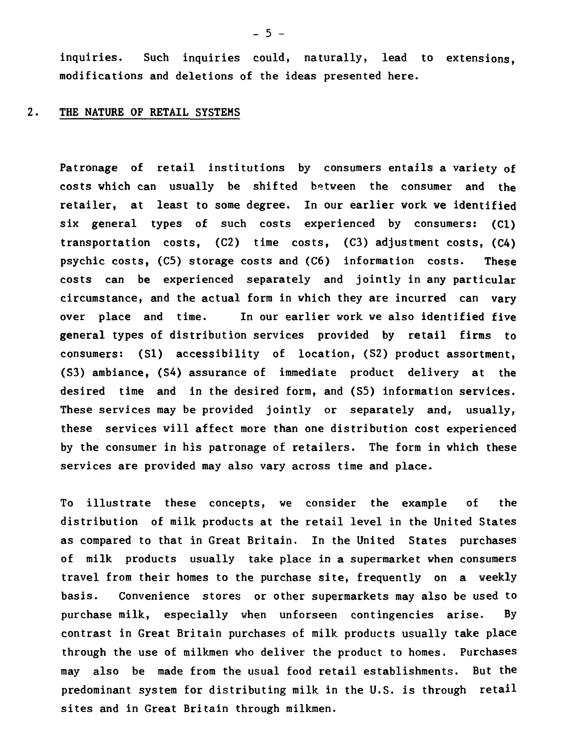inquiries. Such inquiries could, naturally, lead to extensions, modifications and deletions of the ideas presented here.

## 2. THE NATURE OF RETAIL SYSTEMS

Patronage of retail institutions by consumers entails a variety of costs which can usually be shifted between the consumer and the retailer, at least to some degree. In our earlier work we identified six general types of such costs experienced by consumers: (C1) transportation costs, (C2) time costs, (C3) adjustment costs, (C4) psychic costs, (C5) storage costs and (C6) information costs. These costs can be experienced separately and jointly in any particular circumstance, and the actual form in which they are incurred can vary over place and time. In our earlier work we also identified five general types of distribution services provided by retail firms to consumers: (S1) accessibility of location, (S2) product assortment, (S3) ambiance, (S4) assurance of immediate product delivery at the desired time and in the desired form, and (S5) information services. These services may be provided jointly or separately and, usually, these services will affect more than one distribution cost experienced by the consumer in his patronage of retailers. The form in which these services are provided may also vary across time and place.

To illustrate these concepts, we consider the example of the distribution of milk products at the retail level in the United States as compared to that in Great Britain. In the United States purchases of milk products usually take place in a supermarket when consumers travel from their homes to the purchase site, frequently on a weekly basis. Convenience stores or other supermarkets may also be used to purchase milk, especially when unforseen contingencies arise. By contrast in Great Britain purchases of milk products usually take place through the use of milkmen who deliver the product to homes. Purchases may also be made from the usual food retail establishments. But the predominant system for distributing milk in the U.S. is through retail sites and in Great Britain through milkmen.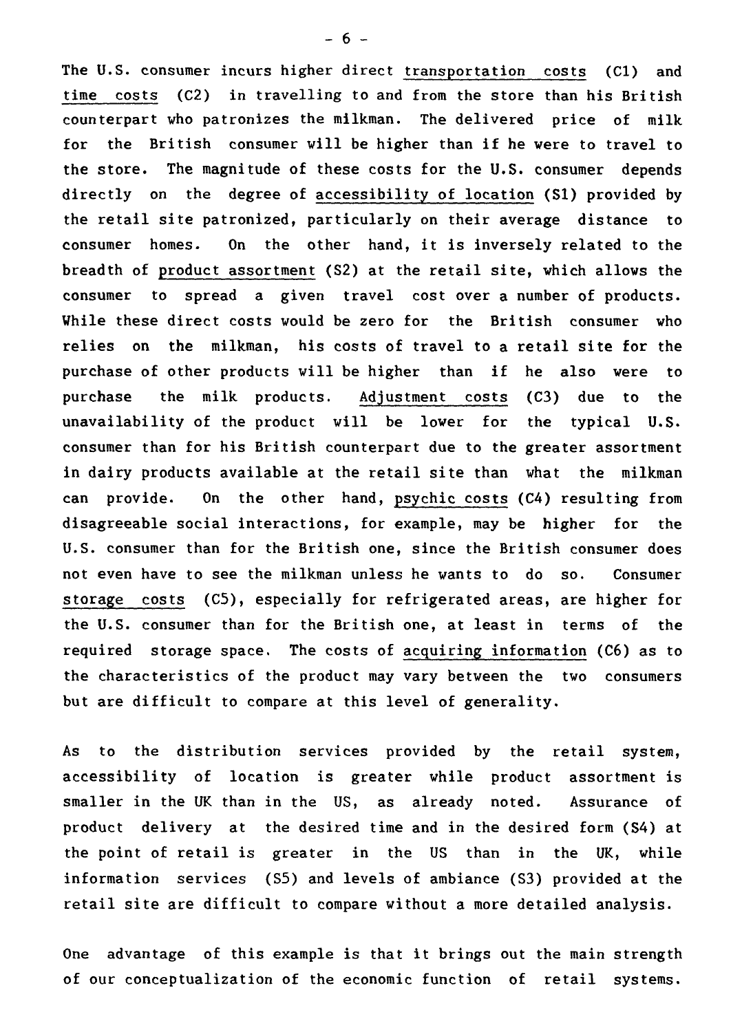The U.S. consumer incurs higher direct transportation costs (C1) and time costs (C2) in travelling to and from the store than his British counterpart who patronizes the milkman. The delivered price of milk for the British consumer will be higher than if he were to travel to the store. The magnitude of these costs for the U.S. consumer depends directly on the degree of accessibility of location (S1) provided by the retail site patronized, particularly on their average distance to consumer homes. On the other hand, it is inversely related to the breadth of product assortment (S2) at the retail site, which allows the consumer to spread a given travel cost over a number of products. While these direct costs would be zero for the British consumer who relies on the milkman, his costs of travel to a retail site for the purchase of other products will be higher than if he also were to purchase the milk products. Adjustment costs (C3) due to the unavailability of the product will be lower for the typical U.S. consumer than for his British counterpart due to the greater assortment in dairy products available at the retail site than what the milkman can provide. On the other hand, psychic costs (C4) resulting from disagreeable social interactions, for example, may be higher for the U.S. consumer than for the British one, since the British consumer does not even have to see the milkman unless he wants to do so. Consumer storage costs (C5), especially for refrigerated areas, are higher for the U.S. consumer than for the British one, at least in terms of the required storage space. The costs of acquiring information (C6) as to the characteristics of the product may vary between the two consumers but are difficult to compare at this level of generality.

As to the distribution services provided by the retail system, accessibility of location is greater while product assortment is smaller in the UK than in the US, as already noted. Assurance of product delivery at the desired time and in the desired form (S4) at the point of retail is greater in the US than in the UK, while information services (S5) and levels of ambiance (S3) provided at the retail site are difficult to compare without a more detailed analysis.

One advantage of this example is that it brings out the main strength of our conceptualization of the economic function of retail systems.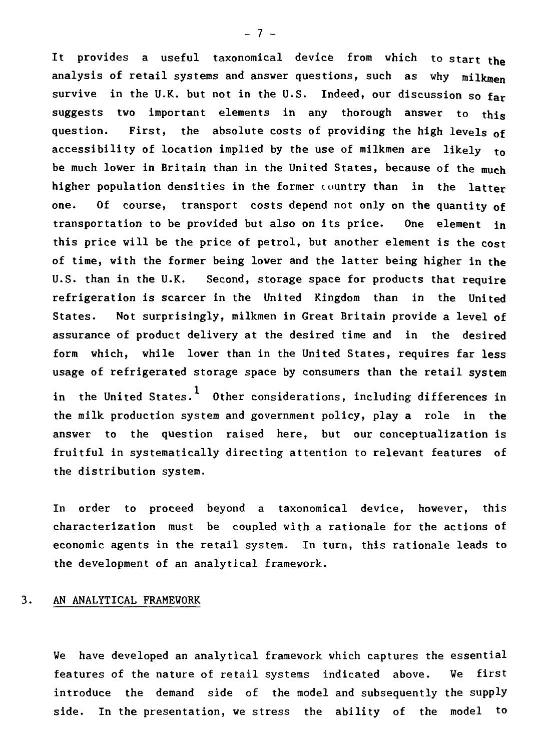It provides a useful taxonomical device from which to start the analysis of retail systems and answer questions, such as why milkmen survive in the U.K. but not in the U.S. Indeed, our discussion so far suggests two important elements in any thorough answer to this question. First, the absolute costs of providing the high levels of accessibility of location implied by the use of milkmen are likely to be much lower in Britain than in the United States, because of the much higher population densities in the former country than in the latter one. Of course, transport costs depend not only on the quantity of transportation to be provided but also on its price. One element in this price will be the price of petrol, but another element is the cost of time, with the former being lower and the latter being higher in the U.S. than in the U.K. Second, storage space for products that require refrigeration is scarcer in the United Kingdom than in the United States. Not surprisingly, milkmen in Great Britain provide a level of assurance of product delivery at the desired time and in the desired form which, while lower than in the United States, requires far less usage of refrigerated storage space by consumers than the retail system in the United States.[1] Other considerations, including differences in the milk production system and government policy, play a role in the answer to the question raised here, but our conceptualization is fruitful in systematically directing attention to relevant features of the distribution system.

In order to proceed beyond a taxonomical device, however, this characterization must be coupled with a rationale for the actions of economic agents in the retail system. In turn, this rationale leads to the development of an analytical framework.

## 3. AN ANALYTICAL FRAMEWORK

We have developed an analytical framework which captures the essential features of the nature of retail systems indicated above. We first introduce the demand side of the model and subsequently the supply side. In the presentation, we stress the ability of the model to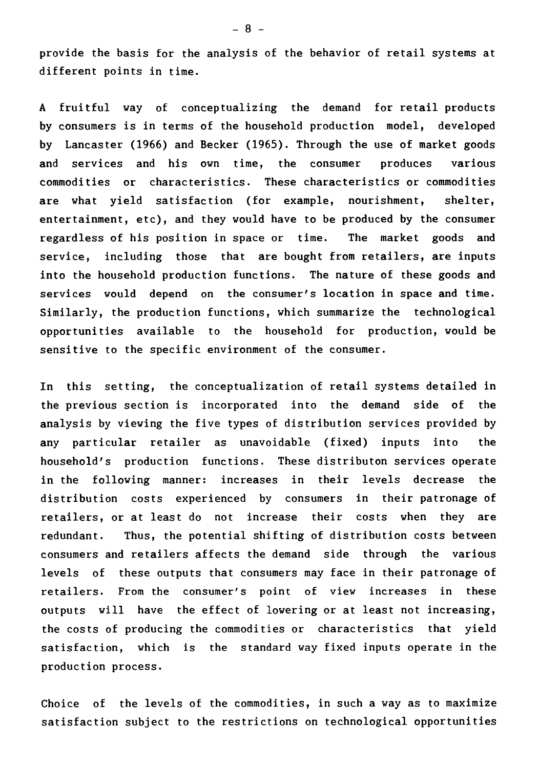provide the basis for the analysis of the behavior of retail systems at different points in time.

A fruitful way of conceptualizing the demand for retail products by consumers is in terms of the household production model, developed by Lancaster (1966) and Becker (1965). Through the use of market goods and services and his own time, the consumer produces various commodities or characteristics. These characteristics or commodities are what yield satisfaction (for example, nourishment, shelter, entertainment, etc), and they would have to be produced by the consumer regardless of his position in space or time. The market goods and service, including those that are bought from retailers, are inputs into the household production functions. The nature of these goods and services would depend on the consumer's location in space and time. Similarly, the production functions, which summarize the technological opportunities available to the household for production, would be sensitive to the specific environment of the consumer.

In this setting, the conceptualization of retail systems detailed in the previous section is incorporated into the demand side of the analysis by viewing the five types of distribution services provided by any particular retailer as unavoidable (fixed) inputs into the household's production functions. These distributon services operate in the following manner: increases in their levels decrease the distribution costs experienced by consumers in their patronage of retailers, or at least do not increase their costs when they are redundant. Thus, the potential shifting of distribution costs between consumers and retailers affects the demand side through the various levels of these outputs that consumers may face in their patronage of retailers. From the consumer's point of view increases in these outputs will have the effect of lowering or at least not increasing, the costs of producing the commodities or characteristics that yield satisfaction, which is the standard way fixed inputs operate in the production process.

Choice of the levels of the commodities, in such a way as to maximize satisfaction subject to the restrictions on technological opportunities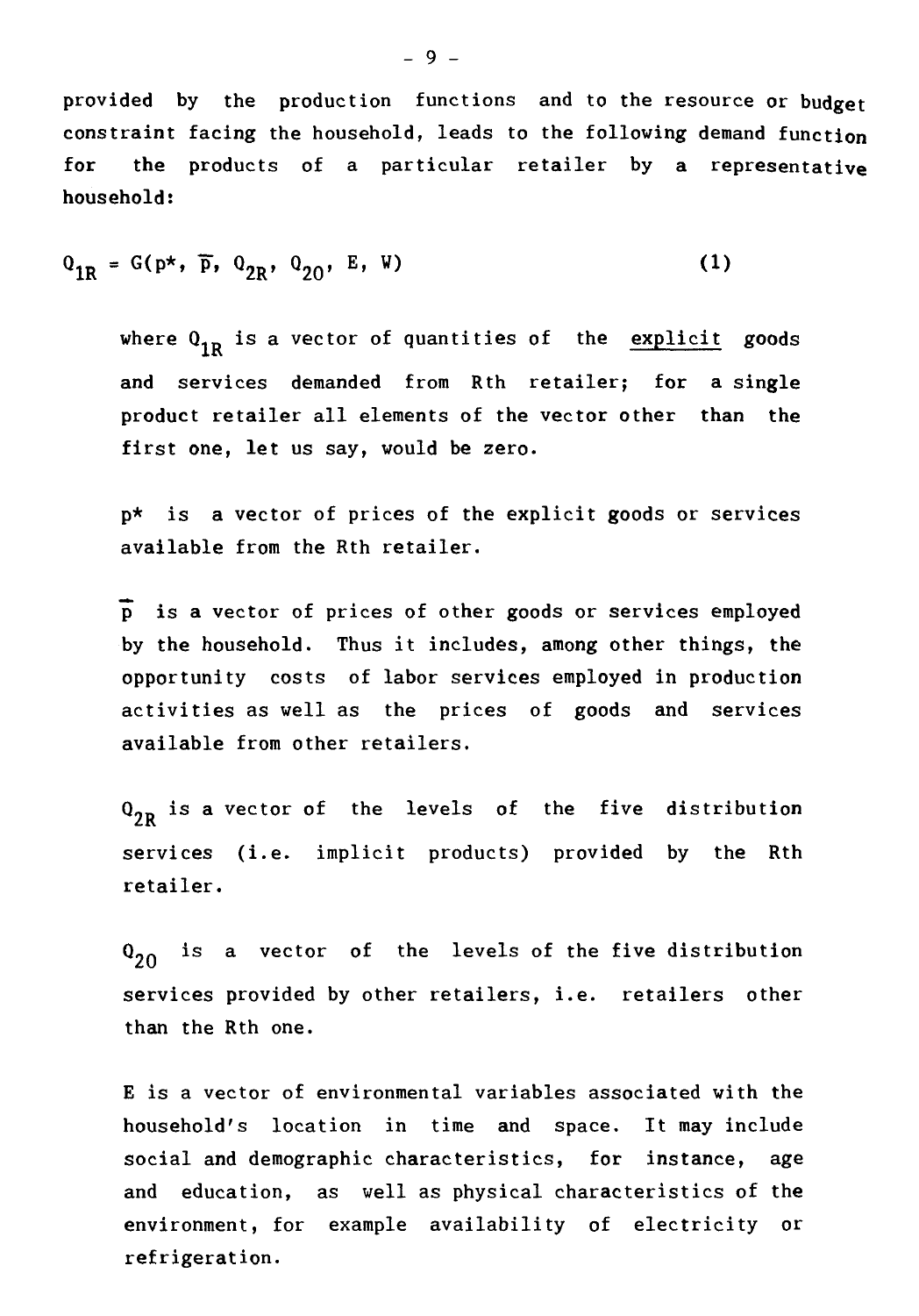provided by the production functions and to the resource or budget constraint facing the household, leads to the following demand function for the products of a particular retailer by a representative household:

$$Q_{1R} = G(p^*, \bar{p}, Q_{2R}, Q_{2O}, E, W) \qquad (1)$$

where $Q_{1R}$ is a vector of quantities of the <u>explicit</u> goods and services demanded from Rth retailer; for a single product retailer all elements of the vector other than the first one, let us say, would be zero.

$p^*$ is a vector of prices of the explicit goods or services available from the Rth retailer.

$\bar{p}$ is a vector of prices of other goods or services employed by the household. Thus it includes, among other things, the opportunity costs of labor services employed in production activities as well as the prices of goods and services available from other retailers.

$Q_{2R}$ is a vector of the levels of the five distribution services (i.e. implicit products) provided by the Rth retailer.

$Q_{2O}$ is a vector of the levels of the five distribution services provided by other retailers, i.e. retailers other than the Rth one.

E is a vector of environmental variables associated with the household's location in time and space. It may include social and demographic characteristics, for instance, age and education, as well as physical characteristics of the environment, for example availability of electricity or refrigeration.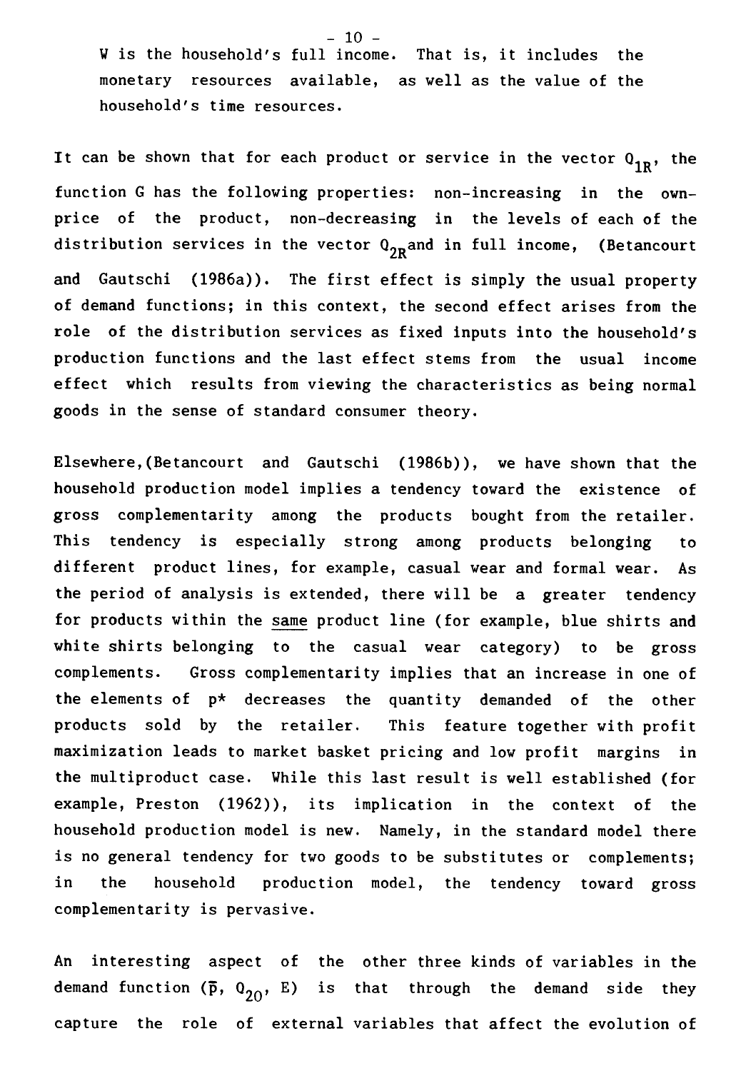W is the household's full income. That is, it includes the monetary resources available, as well as the value of the household's time resources.

It can be shown that for each product or service in the vector $Q_{1R}$, the function G has the following properties: non-increasing in the own-price of the product, non-decreasing in the levels of each of the distribution services in the vector $Q_{2R}$ and in full income, (Betancourt and Gautschi (1986a)). The first effect is simply the usual property of demand functions; in this context, the second effect arises from the role of the distribution services as fixed inputs into the household's production functions and the last effect stems from the usual income effect which results from viewing the characteristics as being normal goods in the sense of standard consumer theory.

Elsewhere, (Betancourt and Gautschi (1986b)), we have shown that the household production model implies a tendency toward the existence of gross complementarity among the products bought from the retailer. This tendency is especially strong among products belonging to different product lines, for example, casual wear and formal wear. As the period of analysis is extended, there will be a greater tendency for products within the <u>same</u> product line (for example, blue shirts and white shirts belonging to the casual wear category) to be gross complements. Gross complementarity implies that an increase in one of the elements of $p^*$ decreases the quantity demanded of the other products sold by the retailer. This feature together with profit maximization leads to market basket pricing and low profit margins in the multiproduct case. While this last result is well established (for example, Preston (1962)), its implication in the context of the household production model is new. Namely, in the standard model there is no general tendency for two goods to be substitutes or complements; in the household production model, the tendency toward gross complementarity is pervasive.

An interesting aspect of the other three kinds of variables in the demand function ($\bar{p}$, $Q_{20}$, E) is that through the demand side they capture the role of external variables that affect the evolution of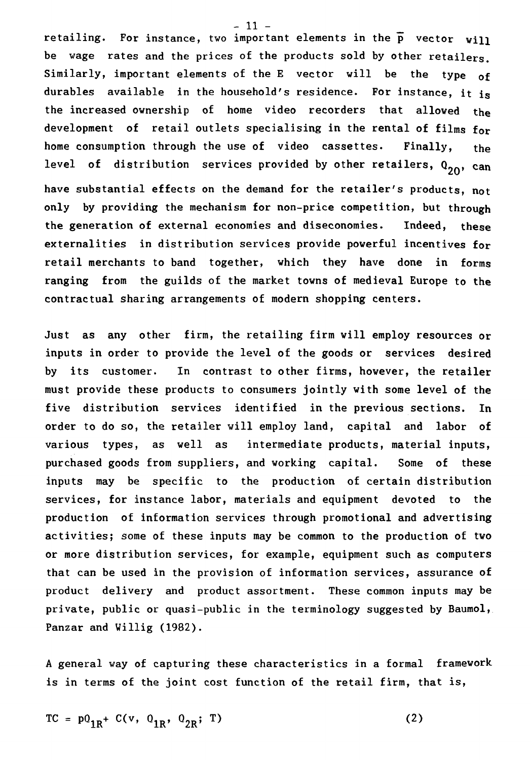retailing. For instance, two important elements in the $\overline{p}$ vector will be wage rates and the prices of the products sold by other retailers. Similarly, important elements of the E vector will be the type of durables available in the household's residence. For instance, it is the increased ownership of home video recorders that allowed the development of retail outlets specialising in the rental of films for home consumption through the use of video cassettes. Finally, the level of distribution services provided by other retailers, $Q_{2O}$, can have substantial effects on the demand for the retailer's products, not only by providing the mechanism for non-price competition, but through the generation of external economies and diseconomies. Indeed, these externalities in distribution services provide powerful incentives for retail merchants to band together, which they have done in forms ranging from the guilds of the market towns of medieval Europe to the contractual sharing arrangements of modern shopping centers.

Just as any other firm, the retailing firm will employ resources or inputs in order to provide the level of the goods or services desired by its customer. In contrast to other firms, however, the retailer must provide these products to consumers jointly with some level of the five distribution services identified in the previous sections. In order to do so, the retailer will employ land, capital and labor of various types, as well as intermediate products, material inputs, purchased goods from suppliers, and working capital. Some of these inputs may be specific to the production of certain distribution services, for instance labor, materials and equipment devoted to the production of information services through promotional and advertising activities; some of these inputs may be common to the production of two or more distribution services, for example, equipment such as computers that can be used in the provision of information services, assurance of product delivery and product assortment. These common inputs may be private, public or quasi-public in the terminology suggested by Baumol, Panzar and Willig (1982).

A general way of capturing these characteristics in a formal framework is in terms of the joint cost function of the retail firm, that is,

$$TC = pQ_{1R} + C(v, Q_{1R}, Q_{2R}; T) \tag{2}$$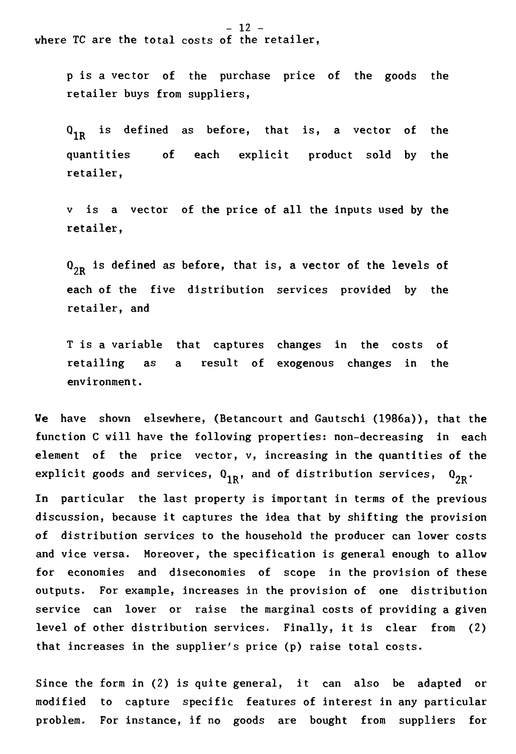where TC are the total costs of the retailer,

p is a vector of the purchase price of the goods the retailer buys from suppliers,

$Q_{1R}$ is defined as before, that is, a vector of the quantities of each explicit product sold by the retailer,

v is a vector of the price of all the inputs used by the retailer,

$Q_{2R}$ is defined as before, that is, a vector of the levels of each of the five distribution services provided by the retailer, and

T is a variable that captures changes in the costs of retailing as a result of exogenous changes in the environment.

We have shown elsewhere, (Betancourt and Gautschi (1986a)), that the function C will have the following properties: non-decreasing in each element of the price vector, v, increasing in the quantities of the explicit goods and services, $Q_{1R}$, and of distribution services, $Q_{2R}$. In particular the last property is important in terms of the previous discussion, because it captures the idea that by shifting the provision of distribution services to the household the producer can lower costs and vice versa. Moreover, the specification is general enough to allow for economies and diseconomies of scope in the provision of these outputs. For example, increases in the provision of one distribution service can lower or raise the marginal costs of providing a given level of other distribution services. Finally, it is clear from (2) that increases in the supplier's price (p) raise total costs.

Since the form in (2) is quite general, it can also be adapted or modified to capture specific features of interest in any particular problem. For instance, if no goods are bought from suppliers for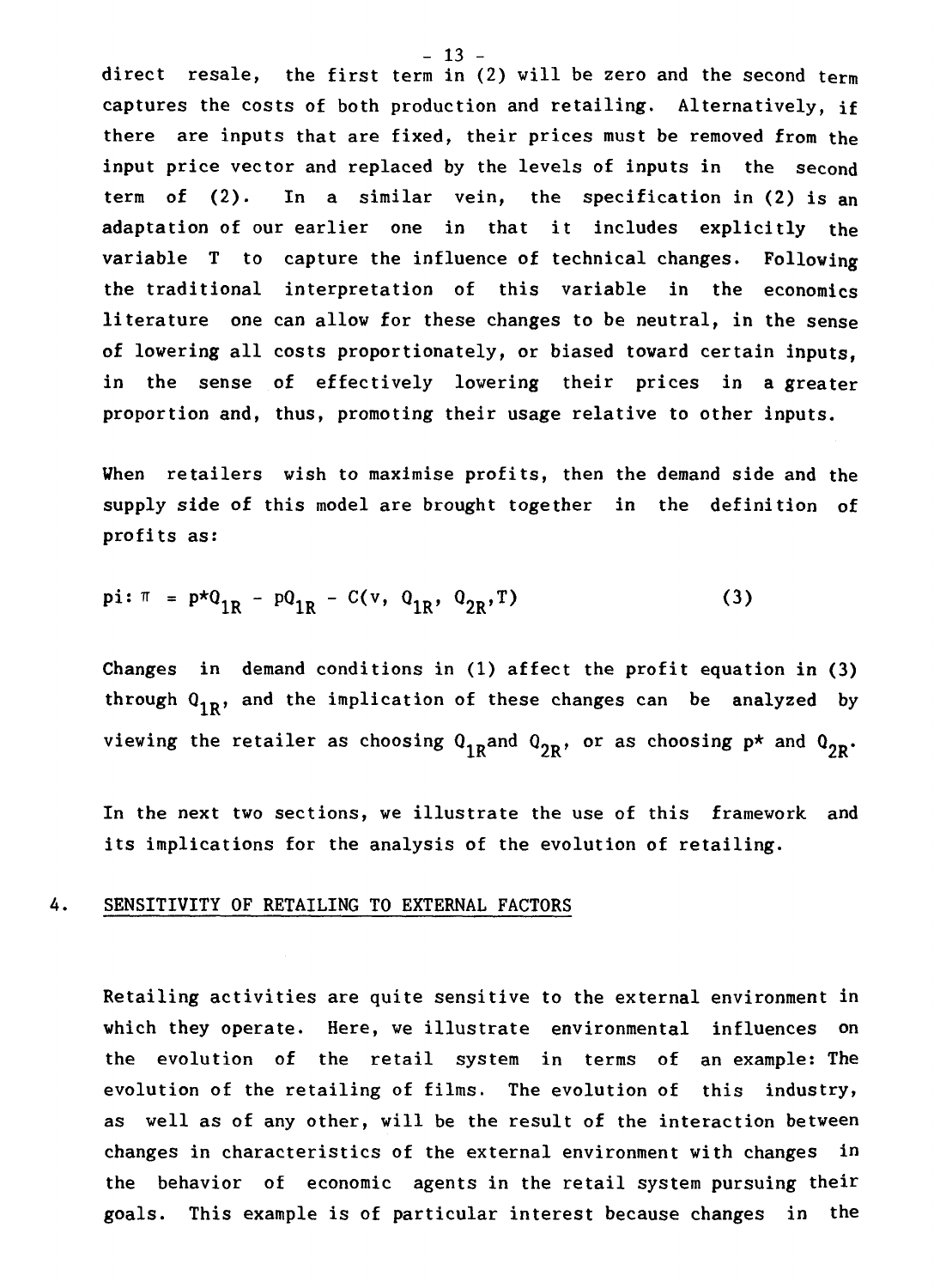direct resale, the first term in (2) will be zero and the second term captures the costs of both production and retailing. Alternatively, if there are inputs that are fixed, their prices must be removed from the input price vector and replaced by the levels of inputs in the second term of (2). In a similar vein, the specification in (2) is an adaptation of our earlier one in that it includes explicitly the variable T to capture the influence of technical changes. Following the traditional interpretation of this variable in the economics literature one can allow for these changes to be neutral, in the sense of lowering all costs proportionately, or biased toward certain inputs, in the sense of effectively lowering their prices in a greater proportion and, thus, promoting their usage relative to other inputs.

When retailers wish to maximise profits, then the demand side and the supply side of this model are brought together in the definition of profits as:

$$\text{pi: } \pi = p^{*}Q_{1R} - pQ_{1R} - C(v,\ Q_{1R},\ Q_{2R}, T) \tag{3}$$

Changes in demand conditions in (1) affect the profit equation in (3) through $Q_{1R}$, and the implication of these changes can be analyzed by viewing the retailer as choosing $Q_{1R}$ and $Q_{2R}$, or as choosing $p^{*}$ and $Q_{2R}$.

In the next two sections, we illustrate the use of this framework and its implications for the analysis of the evolution of retailing.

## 4. SENSITIVITY OF RETAILING TO EXTERNAL FACTORS

Retailing activities are quite sensitive to the external environment in which they operate. Here, we illustrate environmental influences on the evolution of the retail system in terms of an example: The evolution of the retailing of films. The evolution of this industry, as well as of any other, will be the result of the interaction between changes in characteristics of the external environment with changes in the behavior of economic agents in the retail system pursuing their goals. This example is of particular interest because changes in the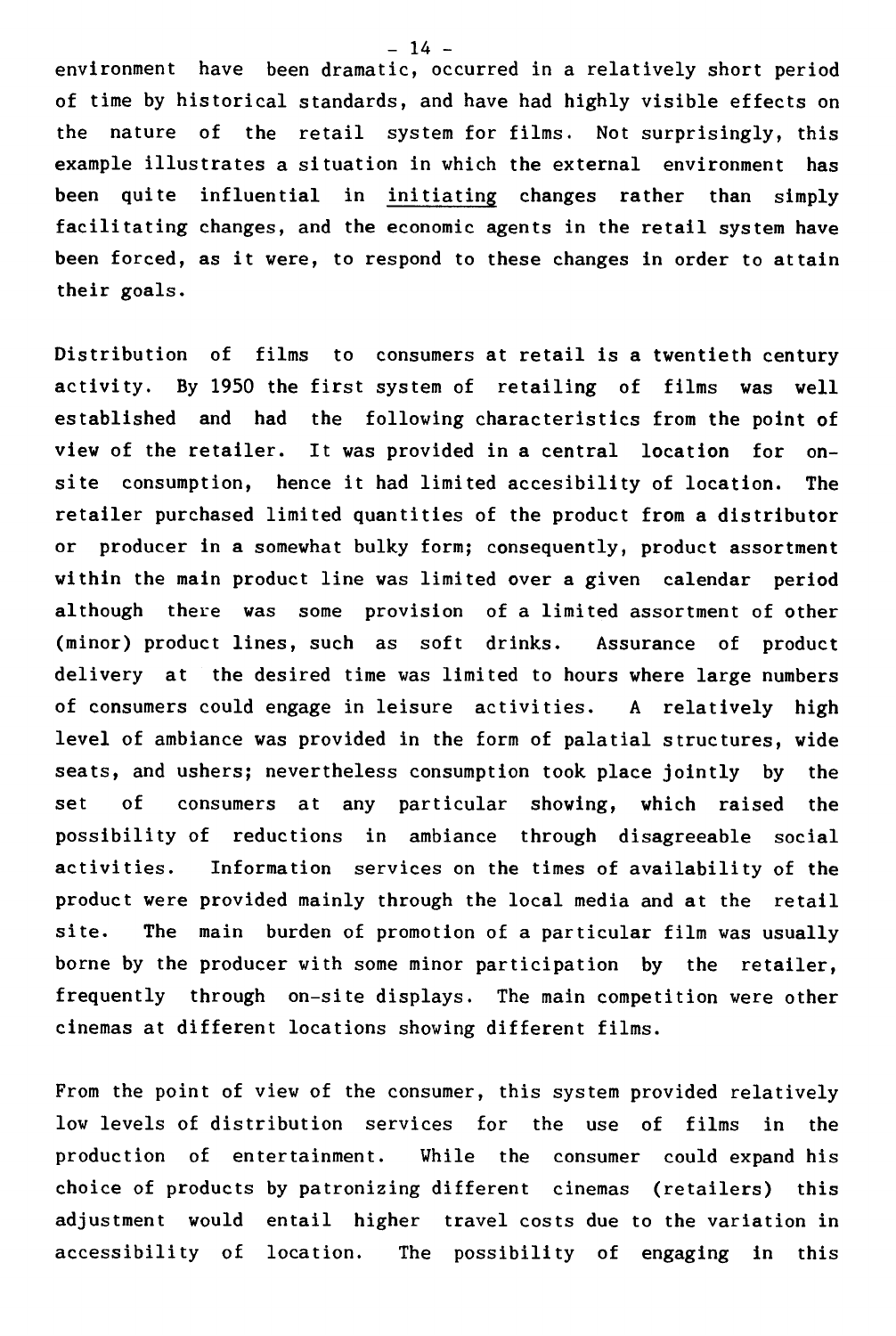environment have been dramatic, occurred in a relatively short period of time by historical standards, and have had highly visible effects on the nature of the retail system for films. Not surprisingly, this example illustrates a situation in which the external environment has been quite influential in <u>initiating</u> changes rather than simply facilitating changes, and the economic agents in the retail system have been forced, as it were, to respond to these changes in order to attain their goals.

Distribution of films to consumers at retail is a twentieth century activity. By 1950 the first system of retailing of films was well established and had the following characteristics from the point of view of the retailer. It was provided in a central location for on-site consumption, hence it had limited accesibility of location. The retailer purchased limited quantities of the product from a distributor or producer in a somewhat bulky form; consequently, product assortment within the main product line was limited over a given calendar period although there was some provision of a limited assortment of other (minor) product lines, such as soft drinks. Assurance of product delivery at the desired time was limited to hours where large numbers of consumers could engage in leisure activities. A relatively high level of ambiance was provided in the form of palatial structures, wide seats, and ushers; nevertheless consumption took place jointly by the set of consumers at any particular showing, which raised the possibility of reductions in ambiance through disagreeable social activities. Information services on the times of availability of the product were provided mainly through the local media and at the retail site. The main burden of promotion of a particular film was usually borne by the producer with some minor participation by the retailer, frequently through on-site displays. The main competition were other cinemas at different locations showing different films.

From the point of view of the consumer, this system provided relatively low levels of distribution services for the use of films in the production of entertainment. While the consumer could expand his choice of products by patronizing different cinemas (retailers) this adjustment would entail higher travel costs due to the variation in accessibility of location. The possibility of engaging in this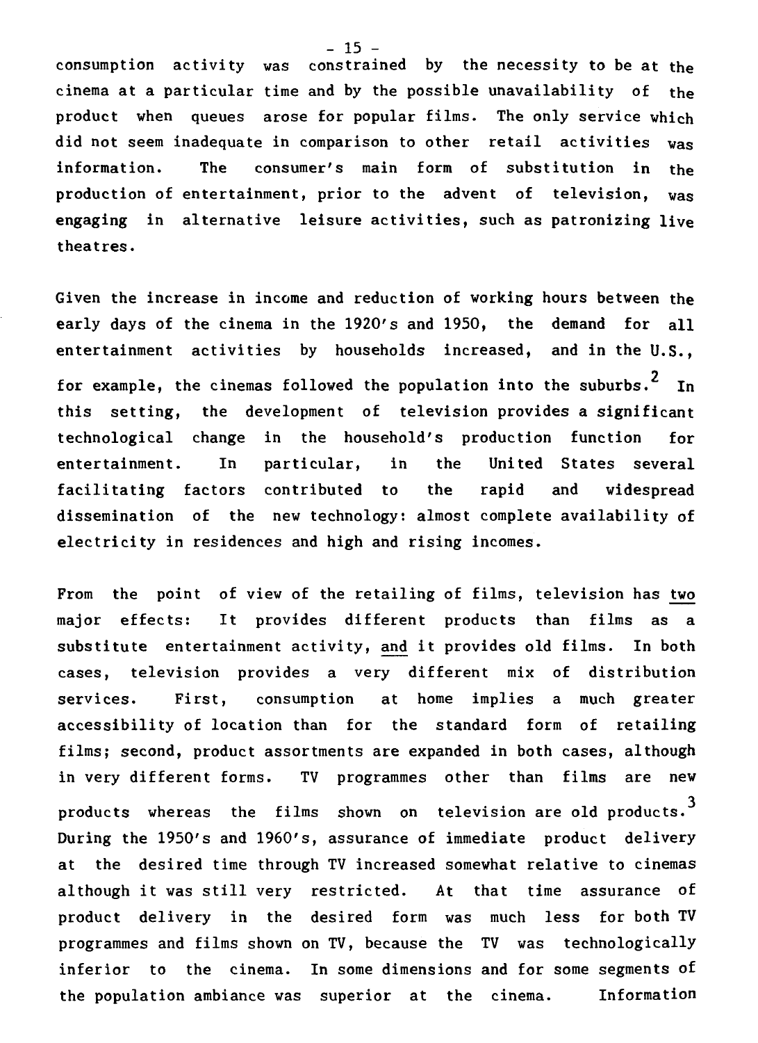consumption activity was constrained by the necessity to be at the cinema at a particular time and by the possible unavailability of the product when queues arose for popular films. The only service which did not seem inadequate in comparison to other retail activities was information. The consumer's main form of substitution in the production of entertainment, prior to the advent of television, was engaging in alternative leisure activities, such as patronizing live theatres.

Given the increase in income and reduction of working hours between the early days of the cinema in the 1920's and 1950, the demand for all entertainment activities by households increased, and in the U.S., for example, the cinemas followed the population into the suburbs.[2] In this setting, the development of television provides a significant technological change in the household's production function for entertainment. In particular, in the United States several facilitating factors contributed to the rapid and widespread dissemination of the new technology: almost complete availability of electricity in residences and high and rising incomes.

From the point of view of the retailing of films, television has <u>two</u> major effects: It provides different products than films as a substitute entertainment activity, <u>and</u> it provides old films. In both cases, television provides a very different mix of distribution services. First, consumption at home implies a much greater accessibility of location than for the standard form of retailing films; second, product assortments are expanded in both cases, although in very different forms. TV programmes other than films are new products whereas the films shown on television are old products.[3] During the 1950's and 1960's, assurance of immediate product delivery at the desired time through TV increased somewhat relative to cinemas although it was still very restricted. At that time assurance of product delivery in the desired form was much less for both TV programmes and films shown on TV, because the TV was technologically inferior to the cinema. In some dimensions and for some segments of the population ambiance was superior at the cinema. Information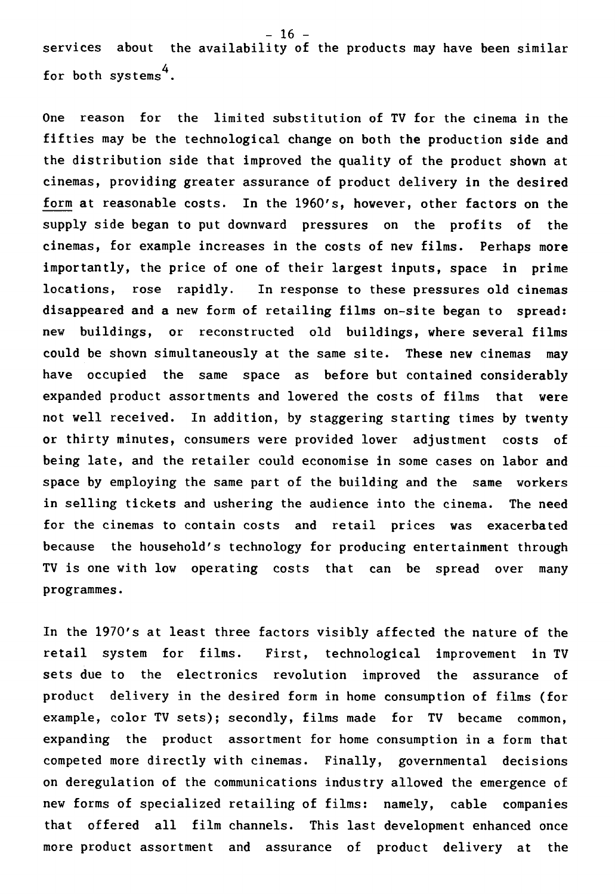services about the availability of the products may have been similar for both systems[4].

One reason for the limited substitution of TV for the cinema in the fifties may be the technological change on both the production side and the distribution side that improved the quality of the product shown at cinemas, providing greater assurance of product delivery in the desired form at reasonable costs. In the 1960's, however, other factors on the supply side began to put downward pressures on the profits of the cinemas, for example increases in the costs of new films. Perhaps more importantly, the price of one of their largest inputs, space in prime locations, rose rapidly. In response to these pressures old cinemas disappeared and a new form of retailing films on-site began to spread: new buildings, or reconstructed old buildings, where several films could be shown simultaneously at the same site. These new cinemas may have occupied the same space as before but contained considerably expanded product assortments and lowered the costs of films that were not well received. In addition, by staggering starting times by twenty or thirty minutes, consumers were provided lower adjustment costs of being late, and the retailer could economise in some cases on labor and space by employing the same part of the building and the same workers in selling tickets and ushering the audience into the cinema. The need for the cinemas to contain costs and retail prices was exacerbated because the household's technology for producing entertainment through TV is one with low operating costs that can be spread over many programmes.

In the 1970's at least three factors visibly affected the nature of the retail system for films. First, technological improvement in TV sets due to the electronics revolution improved the assurance of product delivery in the desired form in home consumption of films (for example, color TV sets); secondly, films made for TV became common, expanding the product assortment for home consumption in a form that competed more directly with cinemas. Finally, governmental decisions on deregulation of the communications industry allowed the emergence of new forms of specialized retailing of films: namely, cable companies that offered all film channels. This last development enhanced once more product assortment and assurance of product delivery at the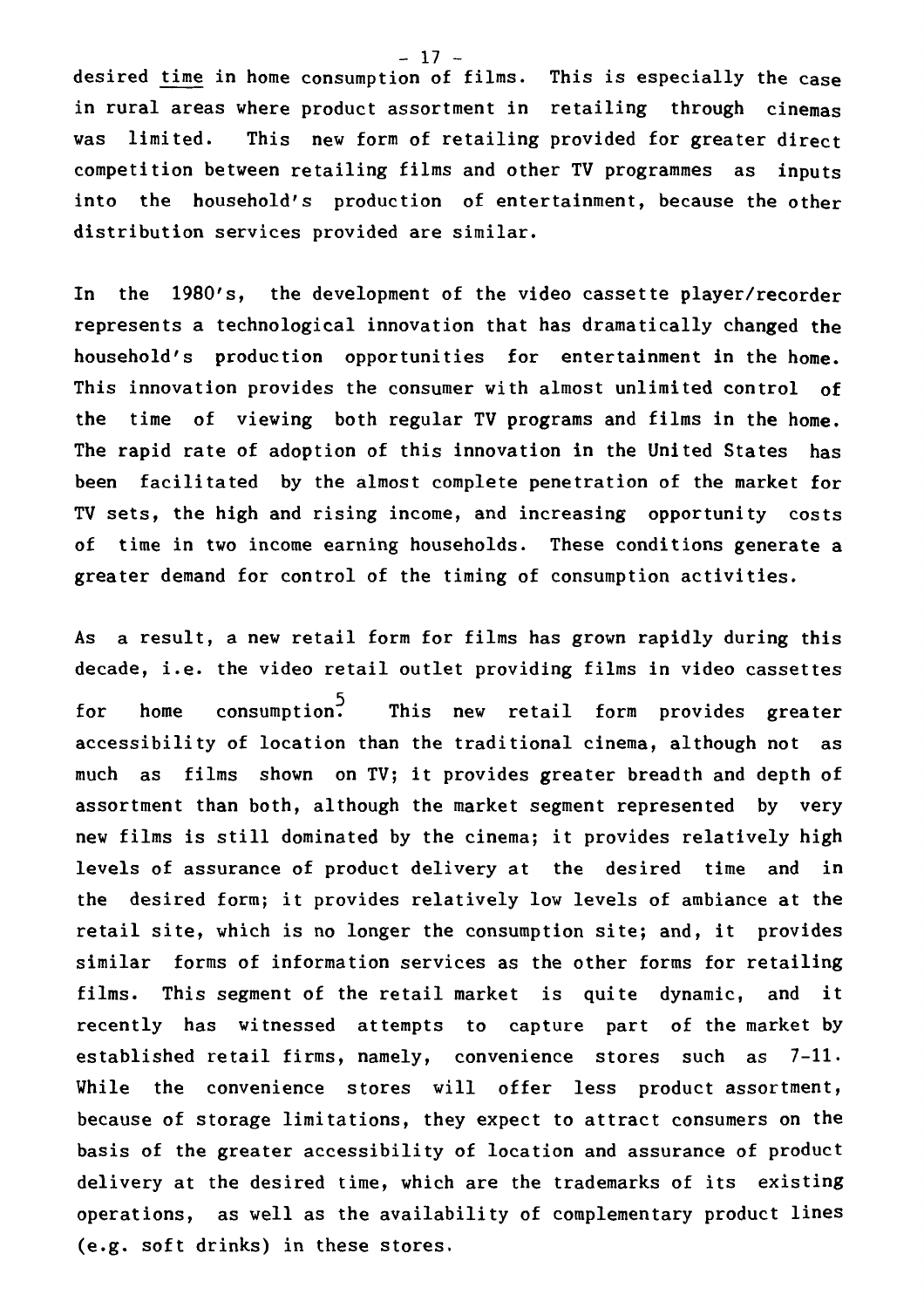desired time in home consumption of films. This is especially the case in rural areas where product assortment in retailing through cinemas was limited. This new form of retailing provided for greater direct competition between retailing films and other TV programmes as inputs into the household's production of entertainment, because the other distribution services provided are similar.

In the 1980's, the development of the video cassette player/recorder represents a technological innovation that has dramatically changed the household's production opportunities for entertainment in the home. This innovation provides the consumer with almost unlimited control of the time of viewing both regular TV programs and films in the home. The rapid rate of adoption of this innovation in the United States has been facilitated by the almost complete penetration of the market for TV sets, the high and rising income, and increasing opportunity costs of time in two income earning households. These conditions generate a greater demand for control of the timing of consumption activities.

As a result, a new retail form for films has grown rapidly during this decade, i.e. the video retail outlet providing films in video cassettes for home consumption.[5] This new retail form provides greater accessibility of location than the traditional cinema, although not as much as films shown on TV; it provides greater breadth and depth of assortment than both, although the market segment represented by very new films is still dominated by the cinema; it provides relatively high levels of assurance of product delivery at the desired time and in the desired form; it provides relatively low levels of ambiance at the retail site, which is no longer the consumption site; and, it provides similar forms of information services as the other forms for retailing films. This segment of the retail market is quite dynamic, and it recently has witnessed attempts to capture part of the market by established retail firms, namely, convenience stores such as 7-11. While the convenience stores will offer less product assortment, because of storage limitations, they expect to attract consumers on the basis of the greater accessibility of location and assurance of product delivery at the desired time, which are the trademarks of its existing operations, as well as the availability of complementary product lines (e.g. soft drinks) in these stores.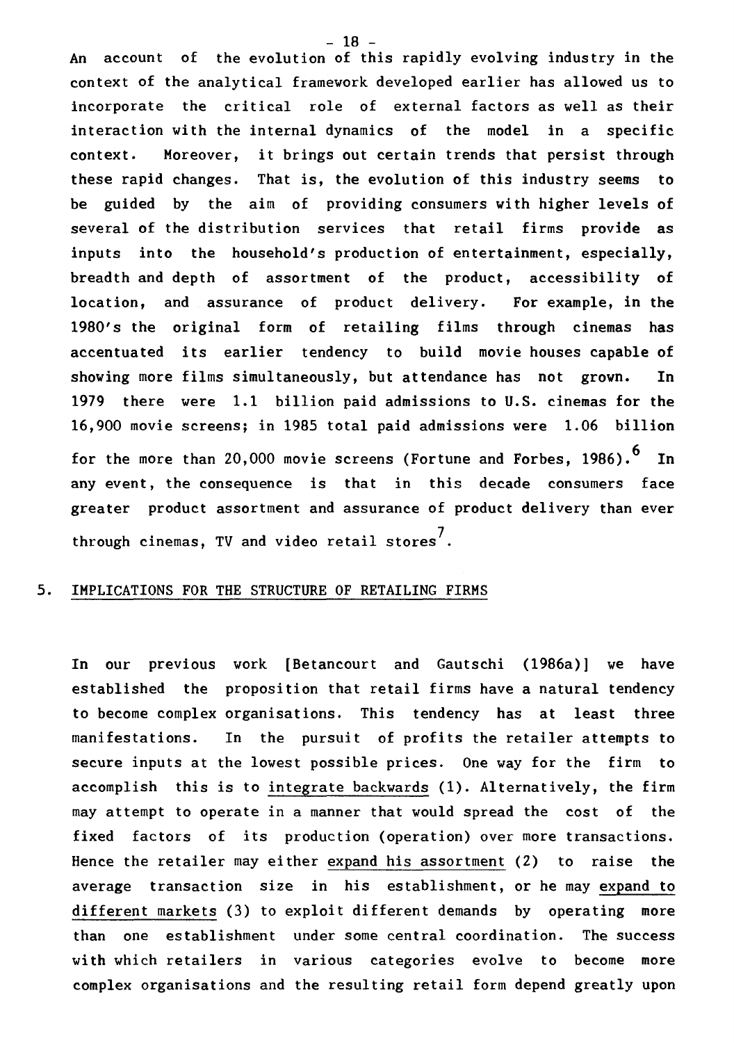An account of the evolution of this rapidly evolving industry in the context of the analytical framework developed earlier has allowed us to incorporate the critical role of external factors as well as their interaction with the internal dynamics of the model in a specific context. Moreover, it brings out certain trends that persist through these rapid changes. That is, the evolution of this industry seems to be guided by the aim of providing consumers with higher levels of several of the distribution services that retail firms provide as inputs into the household's production of entertainment, especially, breadth and depth of assortment of the product, accessibility of location, and assurance of product delivery. For example, in the 1980's the original form of retailing films through cinemas has accentuated its earlier tendency to build movie houses capable of showing more films simultaneously, but attendance has not grown. In 1979 there were 1.1 billion paid admissions to U.S. cinemas for the 16,900 movie screens; in 1985 total paid admissions were 1.06 billion for the more than 20,000 movie screens (Fortune and Forbes, 1986).[6] In any event, the consequence is that in this decade consumers face greater product assortment and assurance of product delivery than ever through cinemas, TV and video retail stores[7].

## 5. IMPLICATIONS FOR THE STRUCTURE OF RETAILING FIRMS

In our previous work [Betancourt and Gautschi (1986a)] we have established the proposition that retail firms have a natural tendency to become complex organisations. This tendency has at least three manifestations. In the pursuit of profits the retailer attempts to secure inputs at the lowest possible prices. One way for the firm to accomplish this is to integrate backwards (1). Alternatively, the firm may attempt to operate in a manner that would spread the cost of the fixed factors of its production (operation) over more transactions. Hence the retailer may either expand his assortment (2) to raise the average transaction size in his establishment, or he may expand to different markets (3) to exploit different demands by operating more than one establishment under some central coordination. The success with which retailers in various categories evolve to become more complex organisations and the resulting retail form depend greatly upon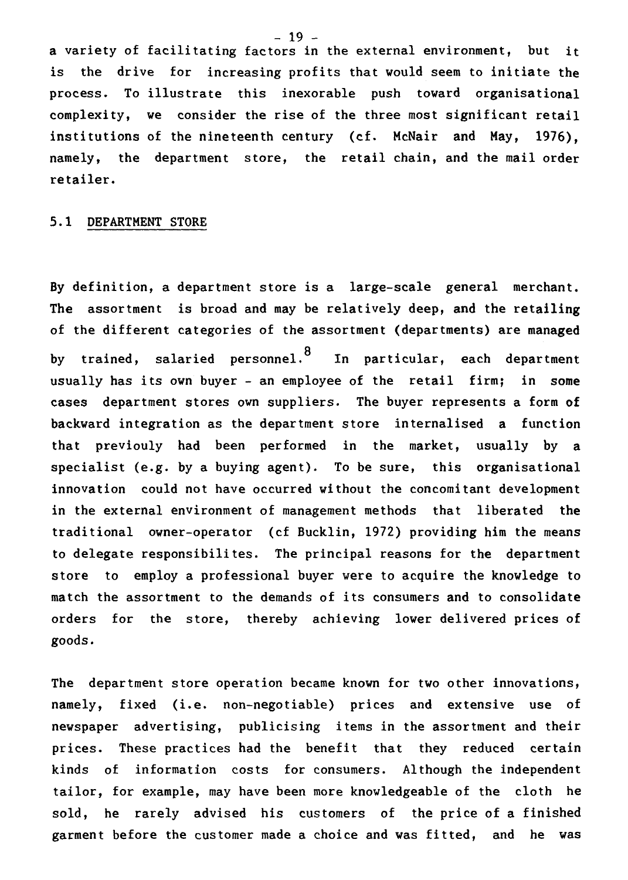a variety of facilitating factors in the external environment, but it is the drive for increasing profits that would seem to initiate the process. To illustrate this inexorable push toward organisational complexity, we consider the rise of the three most significant retail institutions of the nineteenth century (cf. McNair and May, 1976), namely, the department store, the retail chain, and the mail order retailer.

## 5.1 DEPARTMENT STORE

By definition, a department store is a large-scale general merchant. The assortment is broad and may be relatively deep, and the retailing of the different categories of the assortment (departments) are managed by trained, salaried personnel.[8] In particular, each department usually has its own buyer - an employee of the retail firm; in some cases department stores own suppliers. The buyer represents a form of backward integration as the department store internalised a function that previouly had been performed in the market, usually by a specialist (e.g. by a buying agent). To be sure, this organisational innovation could not have occurred without the concomitant development in the external environment of management methods that liberated the traditional owner-operator (cf Bucklin, 1972) providing him the means to delegate responsibilites. The principal reasons for the department store to employ a professional buyer were to acquire the knowledge to match the assortment to the demands of its consumers and to consolidate orders for the store, thereby achieving lower delivered prices of goods.

The department store operation became known for two other innovations, namely, fixed (i.e. non-negotiable) prices and extensive use of newspaper advertising, publicising items in the assortment and their prices. These practices had the benefit that they reduced certain kinds of information costs for consumers. Although the independent tailor, for example, may have been more knowledgeable of the cloth he sold, he rarely advised his customers of the price of a finished garment before the customer made a choice and was fitted, and he was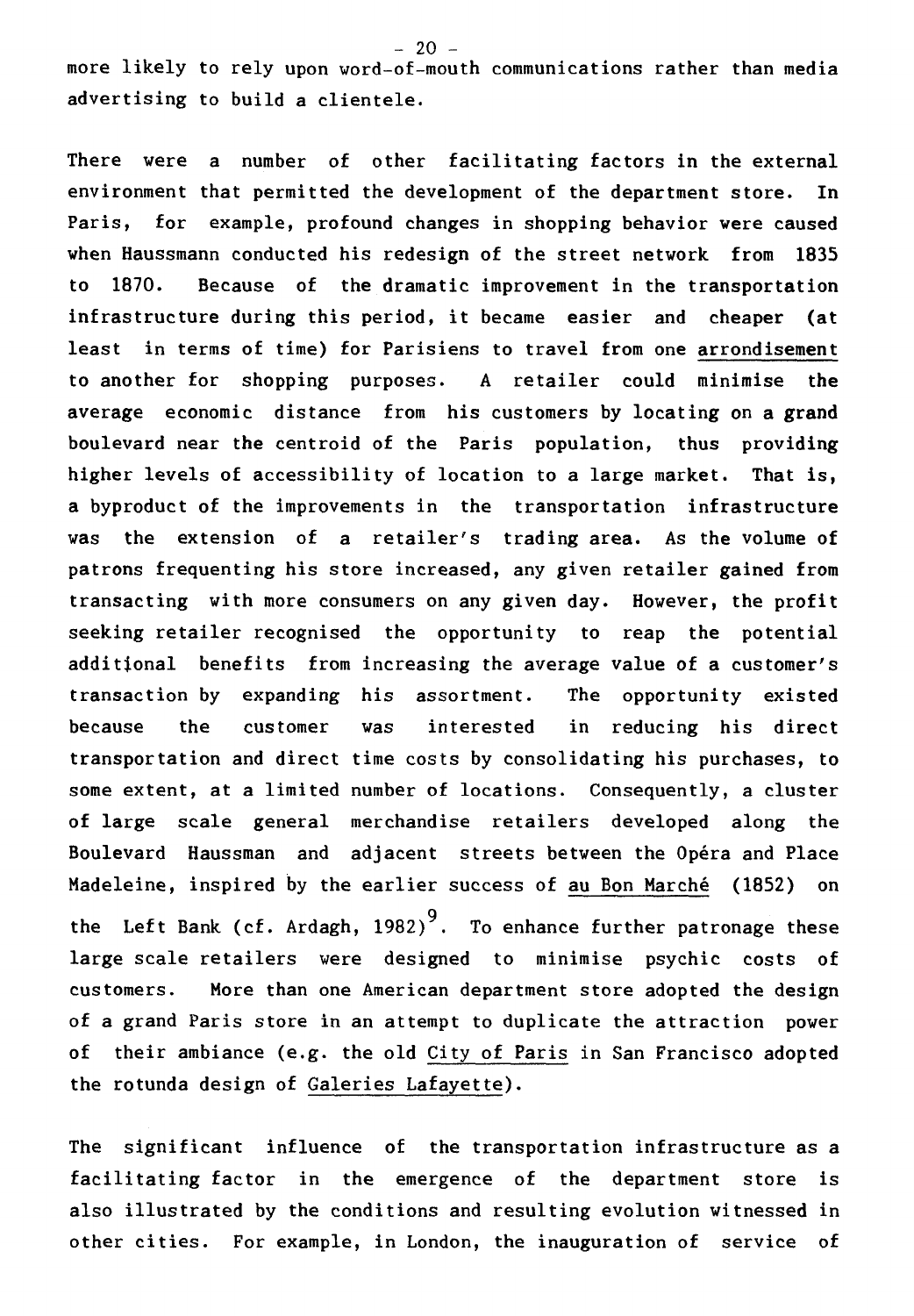more likely to rely upon word-of-mouth communications rather than media advertising to build a clientele.

There were a number of other facilitating factors in the external environment that permitted the development of the department store. In Paris, for example, profound changes in shopping behavior were caused when Haussmann conducted his redesign of the street network from 1835 to 1870. Because of the dramatic improvement in the transportation infrastructure during this period, it became easier and cheaper (at least in terms of time) for Parisiens to travel from one arrondisement to another for shopping purposes. A retailer could minimise the average economic distance from his customers by locating on a grand boulevard near the centroid of the Paris population, thus providing higher levels of accessibility of location to a large market. That is, a byproduct of the improvements in the transportation infrastructure was the extension of a retailer's trading area. As the volume of patrons frequenting his store increased, any given retailer gained from transacting with more consumers on any given day. However, the profit seeking retailer recognised the opportunity to reap the potential additional benefits from increasing the average value of a customer's transaction by expanding his assortment. The opportunity existed because the customer was interested in reducing his direct transportation and direct time costs by consolidating his purchases, to some extent, at a limited number of locations. Consequently, a cluster of large scale general merchandise retailers developed along the Boulevard Haussman and adjacent streets between the Opéra and Place Madeleine, inspired by the earlier success of au Bon Marché (1852) on the Left Bank (cf. Ardagh, 1982)[9]. To enhance further patronage these large scale retailers were designed to minimise psychic costs of customers. More than one American department store adopted the design of a grand Paris store in an attempt to duplicate the attraction power of their ambiance (e.g. the old City of Paris in San Francisco adopted the rotunda design of Galeries Lafayette).

The significant influence of the transportation infrastructure as a facilitating factor in the emergence of the department store is also illustrated by the conditions and resulting evolution witnessed in other cities. For example, in London, the inauguration of service of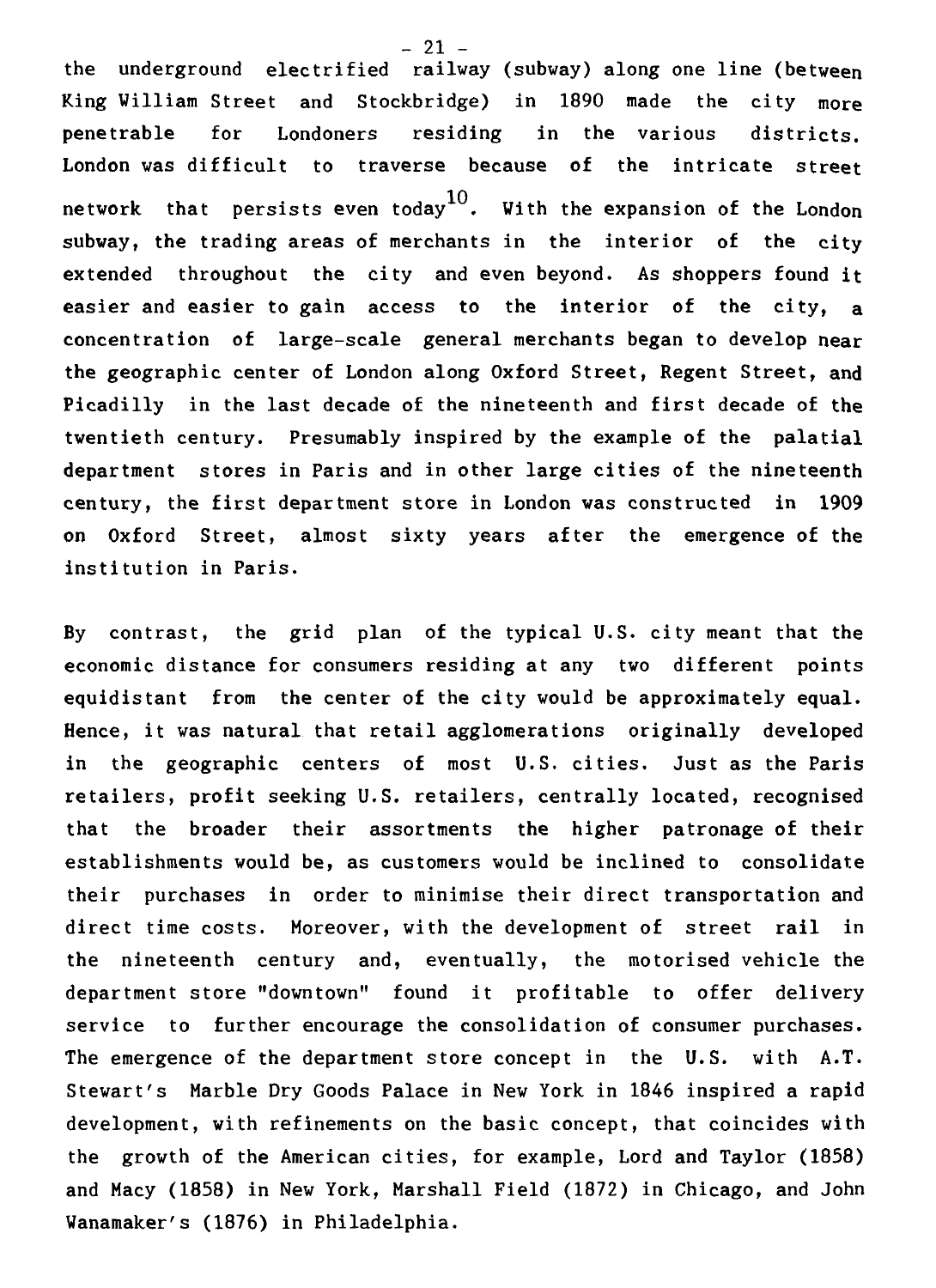the underground electrified railway (subway) along one line (between King William Street and Stockbridge) in 1890 made the city more penetrable for Londoners residing in the various districts. London was difficult to traverse because of the intricate street network that persists even today[10]. With the expansion of the London subway, the trading areas of merchants in the interior of the city extended throughout the city and even beyond. As shoppers found it easier and easier to gain access to the interior of the city, a concentration of large-scale general merchants began to develop near the geographic center of London along Oxford Street, Regent Street, and Picadilly in the last decade of the nineteenth and first decade of the twentieth century. Presumably inspired by the example of the palatial department stores in Paris and in other large cities of the nineteenth century, the first department store in London was constructed in 1909 on Oxford Street, almost sixty years after the emergence of the institution in Paris.

By contrast, the grid plan of the typical U.S. city meant that the economic distance for consumers residing at any two different points equidistant from the center of the city would be approximately equal. Hence, it was natural that retail agglomerations originally developed in the geographic centers of most U.S. cities. Just as the Paris retailers, profit seeking U.S. retailers, centrally located, recognised that the broader their assortments the higher patronage of their establishments would be, as customers would be inclined to consolidate their purchases in order to minimise their direct transportation and direct time costs. Moreover, with the development of street rail in the nineteenth century and, eventually, the motorised vehicle the department store "downtown" found it profitable to offer delivery service to further encourage the consolidation of consumer purchases. The emergence of the department store concept in the U.S. with A.T. Stewart's Marble Dry Goods Palace in New York in 1846 inspired a rapid development, with refinements on the basic concept, that coincides with the growth of the American cities, for example, Lord and Taylor (1858) and Macy (1858) in New York, Marshall Field (1872) in Chicago, and John Wanamaker's (1876) in Philadelphia.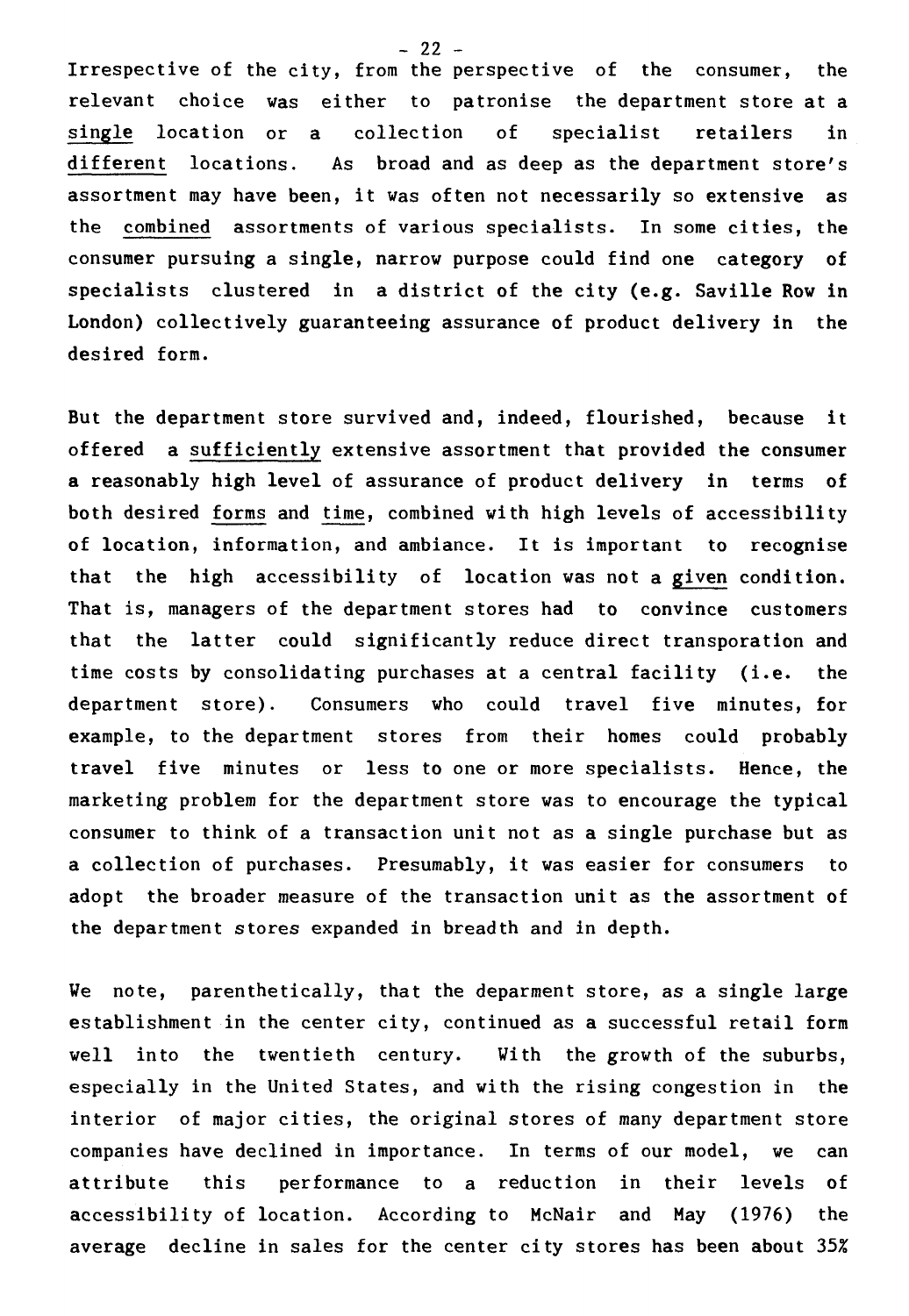Irrespective of the city, from the perspective of the consumer, the relevant choice was either to patronise the department store at a _single_ location or a collection of specialist retailers in _different_ locations. As broad and as deep as the department store's assortment may have been, it was often not necessarily so extensive as the _combined_ assortments of various specialists. In some cities, the consumer pursuing a single, narrow purpose could find one category of specialists clustered in a district of the city (e.g. Saville Row in London) collectively guaranteeing assurance of product delivery in the desired form.

But the department store survived and, indeed, flourished, because it offered a _sufficiently_ extensive assortment that provided the consumer a reasonably high level of assurance of product delivery in terms of both desired _forms_ and _time_, combined with high levels of accessibility of location, information, and ambiance. It is important to recognise that the high accessibility of location was not a _given_ condition. That is, managers of the department stores had to convince customers that the latter could significantly reduce direct transporation and time costs by consolidating purchases at a central facility (i.e. the department store). Consumers who could travel five minutes, for example, to the department stores from their homes could probably travel five minutes or less to one or more specialists. Hence, the marketing problem for the department store was to encourage the typical consumer to think of a transaction unit not as a single purchase but as a collection of purchases. Presumably, it was easier for consumers to adopt the broader measure of the transaction unit as the assortment of the department stores expanded in breadth and in depth.

We note, parenthetically, that the deparment store, as a single large establishment in the center city, continued as a successful retail form well into the twentieth century. With the growth of the suburbs, especially in the United States, and with the rising congestion in the interior of major cities, the original stores of many department store companies have declined in importance. In terms of our model, we can attribute this performance to a reduction in their levels of accessibility of location. According to McNair and May (1976) the average decline in sales for the center city stores has been about 35%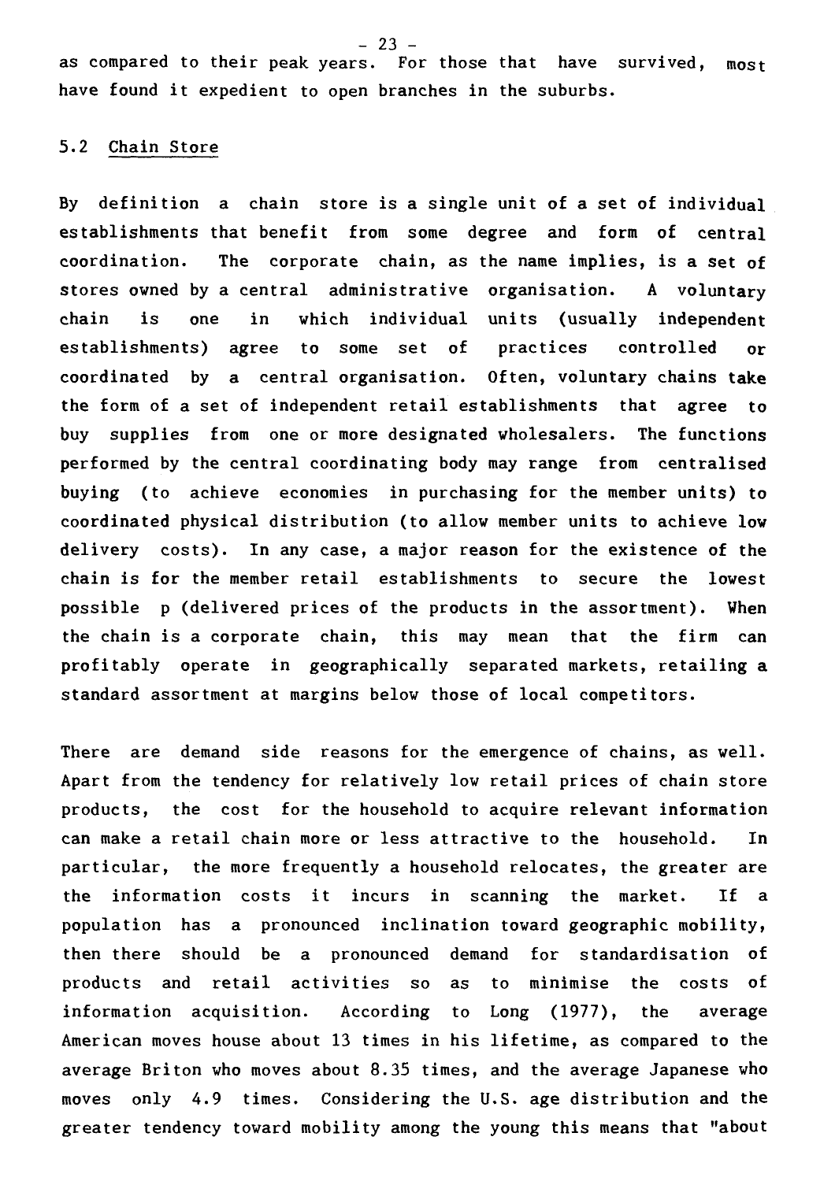as compared to their peak years. For those that have survived, most have found it expedient to open branches in the suburbs.

## 5.2 Chain Store

By definition a chain store is a single unit of a set of individual establishments that benefit from some degree and form of central coordination. The corporate chain, as the name implies, is a set of stores owned by a central administrative organisation. A voluntary chain is one in which individual units (usually independent establishments) agree to some set of practices controlled or coordinated by a central organisation. Often, voluntary chains take the form of a set of independent retail establishments that agree to buy supplies from one or more designated wholesalers. The functions performed by the central coordinating body may range from centralised buying (to achieve economies in purchasing for the member units) to coordinated physical distribution (to allow member units to achieve low delivery costs). In any case, a major reason for the existence of the chain is for the member retail establishments to secure the lowest possible p (delivered prices of the products in the assortment). When the chain is a corporate chain, this may mean that the firm can profitably operate in geographically separated markets, retailing a standard assortment at margins below those of local competitors.

There are demand side reasons for the emergence of chains, as well. Apart from the tendency for relatively low retail prices of chain store products, the cost for the household to acquire relevant information can make a retail chain more or less attractive to the household. In particular, the more frequently a household relocates, the greater are the information costs it incurs in scanning the market. If a population has a pronounced inclination toward geographic mobility, then there should be a pronounced demand for standardisation of products and retail activities so as to minimise the costs of information acquisition. According to Long (1977), the average American moves house about 13 times in his lifetime, as compared to the average Briton who moves about 8.35 times, and the average Japanese who moves only 4.9 times. Considering the U.S. age distribution and the greater tendency toward mobility among the young this means that "about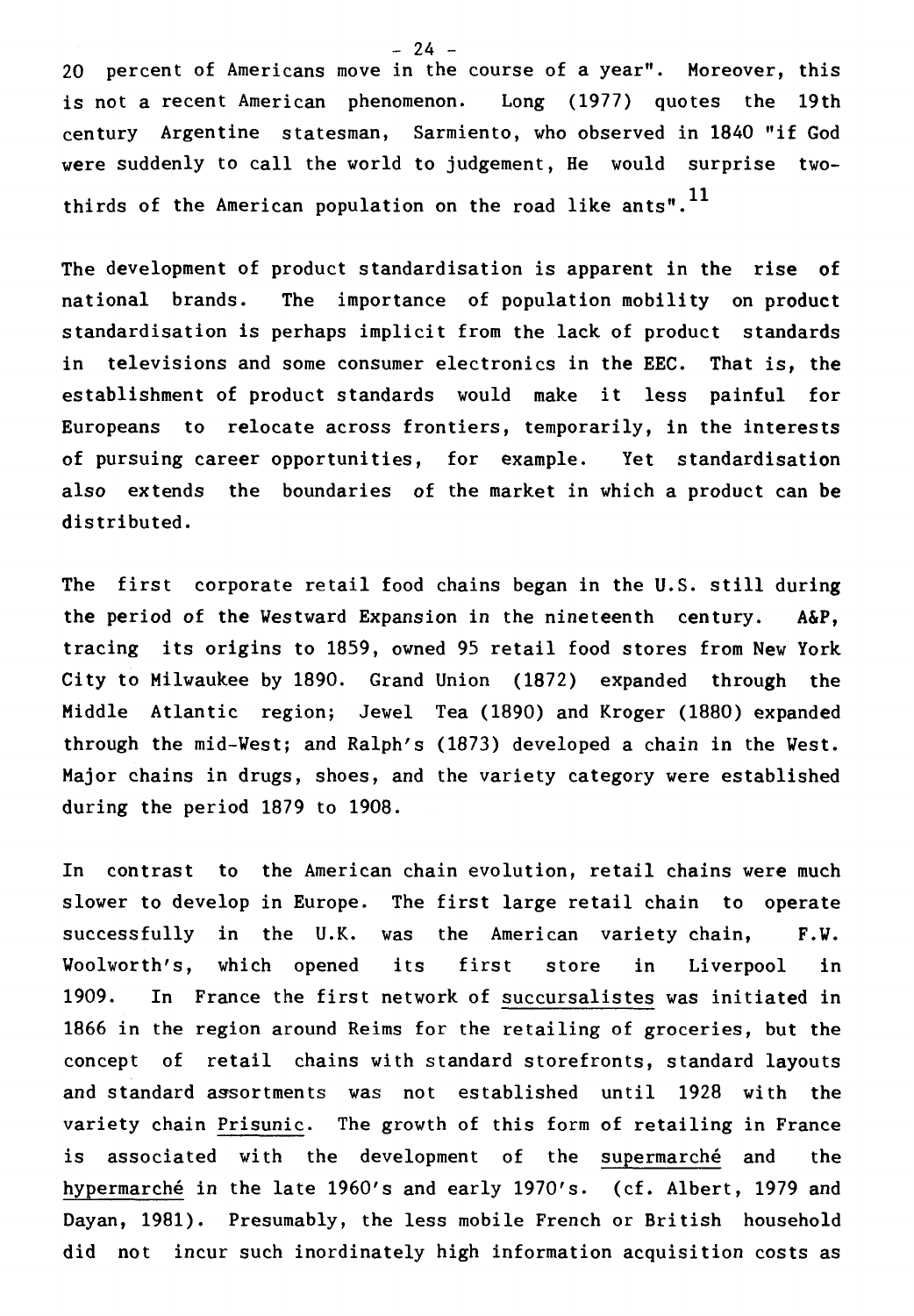20 percent of Americans move in the course of a year". Moreover, this is not a recent American phenomenon. Long (1977) quotes the 19th century Argentine statesman, Sarmiento, who observed in 1840 "if God were suddenly to call the world to judgement, He would surprise two-thirds of the American population on the road like ants".[11]

The development of product standardisation is apparent in the rise of national brands. The importance of population mobility on product standardisation is perhaps implicit from the lack of product standards in televisions and some consumer electronics in the EEC. That is, the establishment of product standards would make it less painful for Europeans to relocate across frontiers, temporarily, in the interests of pursuing career opportunities, for example. Yet standardisation also extends the boundaries of the market in which a product can be distributed.

The first corporate retail food chains began in the U.S. still during the period of the Westward Expansion in the nineteenth century. A&P, tracing its origins to 1859, owned 95 retail food stores from New York City to Milwaukee by 1890. Grand Union (1872) expanded through the Middle Atlantic region; Jewel Tea (1890) and Kroger (1880) expanded through the mid-West; and Ralph's (1873) developed a chain in the West. Major chains in drugs, shoes, and the variety category were established during the period 1879 to 1908.

In contrast to the American chain evolution, retail chains were much slower to develop in Europe. The first large retail chain to operate successfully in the U.K. was the American variety chain, F.W. Woolworth's, which opened its first store in Liverpool in 1909. In France the first network of _succursalistes_ was initiated in 1866 in the region around Reims for the retailing of groceries, but the concept of retail chains with standard storefronts, standard layouts and standard assortments was not established until 1928 with the variety chain _Prisunic_. The growth of this form of retailing in France is associated with the development of the _supermarché_ and the _hypermarché_ in the late 1960's and early 1970's. (cf. Albert, 1979 and Dayan, 1981). Presumably, the less mobile French or British household did not incur such inordinately high information acquisition costs as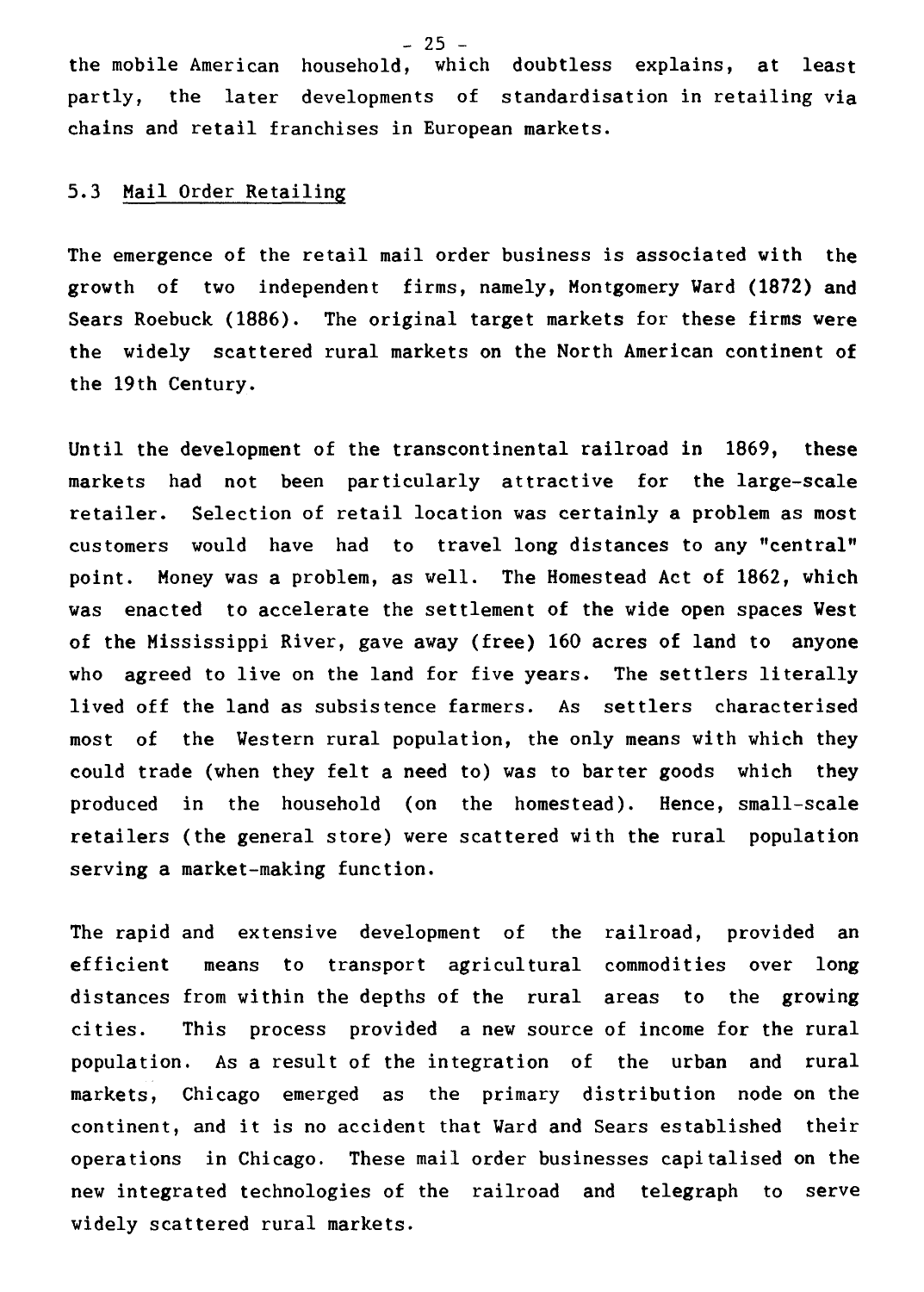the mobile American household, which doubtless explains, at least partly, the later developments of standardisation in retailing via chains and retail franchises in European markets.

### 5.3 Mail Order Retailing

The emergence of the retail mail order business is associated with the growth of two independent firms, namely, Montgomery Ward (1872) and Sears Roebuck (1886). The original target markets for these firms were the widely scattered rural markets on the North American continent of the 19th Century.

Until the development of the transcontinental railroad in 1869, these markets had not been particularly attractive for the large-scale retailer. Selection of retail location was certainly a problem as most customers would have had to travel long distances to any "central" point. Money was a problem, as well. The Homestead Act of 1862, which was enacted to accelerate the settlement of the wide open spaces West of the Mississippi River, gave away (free) 160 acres of land to anyone who agreed to live on the land for five years. The settlers literally lived off the land as subsistence farmers. As settlers characterised most of the Western rural population, the only means with which they could trade (when they felt a need to) was to barter goods which they produced in the household (on the homestead). Hence, small-scale retailers (the general store) were scattered with the rural population serving a market-making function.

The rapid and extensive development of the railroad, provided an efficient means to transport agricultural commodities over long distances from within the depths of the rural areas to the growing cities. This process provided a new source of income for the rural population. As a result of the integration of the urban and rural markets, Chicago emerged as the primary distribution node on the continent, and it is no accident that Ward and Sears established their operations in Chicago. These mail order businesses capitalised on the new integrated technologies of the railroad and telegraph to serve widely scattered rural markets.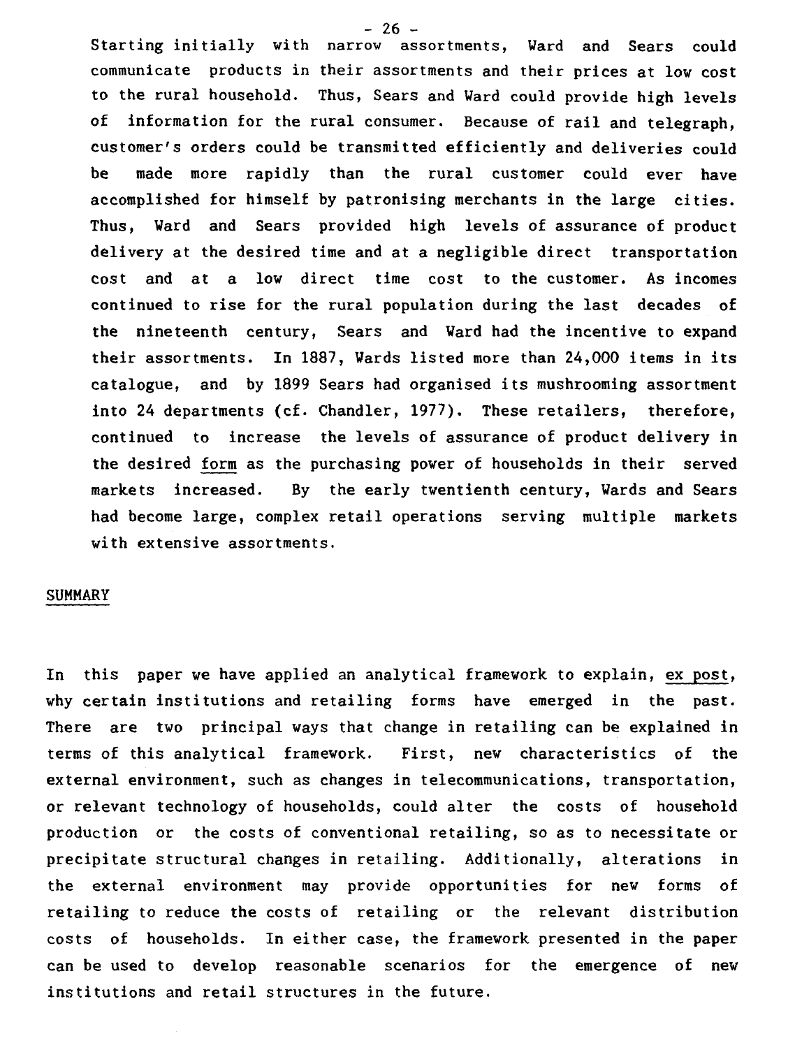Starting initially with narrow assortments, Ward and Sears could communicate products in their assortments and their prices at low cost to the rural household. Thus, Sears and Ward could provide high levels of information for the rural consumer. Because of rail and telegraph, customer's orders could be transmitted efficiently and deliveries could be made more rapidly than the rural customer could ever have accomplished for himself by patronising merchants in the large cities. Thus, Ward and Sears provided high levels of assurance of product delivery at the desired time and at a negligible direct transportation cost and at a low direct time cost to the customer. As incomes continued to rise for the rural population during the last decades of the nineteenth century, Sears and Ward had the incentive to expand their assortments. In 1887, Wards listed more than 24,000 items in its catalogue, and by 1899 Sears had organised its mushrooming assortment into 24 departments (cf. Chandler, 1977). These retailers, therefore, continued to increase the levels of assurance of product delivery in the desired <u>form</u> as the purchasing power of households in their served markets increased. By the early twentieth century, Wards and Sears had become large, complex retail operations serving multiple markets with extensive assortments.

## SUMMARY

In this paper we have applied an analytical framework to explain, <u>ex post</u>, why certain institutions and retailing forms have emerged in the past. There are two principal ways that change in retailing can be explained in terms of this analytical framework. First, new characteristics of the external environment, such as changes in telecommunications, transportation, or relevant technology of households, could alter the costs of household production or the costs of conventional retailing, so as to necessitate or precipitate structural changes in retailing. Additionally, alterations in the external environment may provide opportunities for new forms of retailing to reduce the costs of retailing or the relevant distribution costs of households. In either case, the framework presented in the paper can be used to develop reasonable scenarios for the emergence of new institutions and retail structures in the future.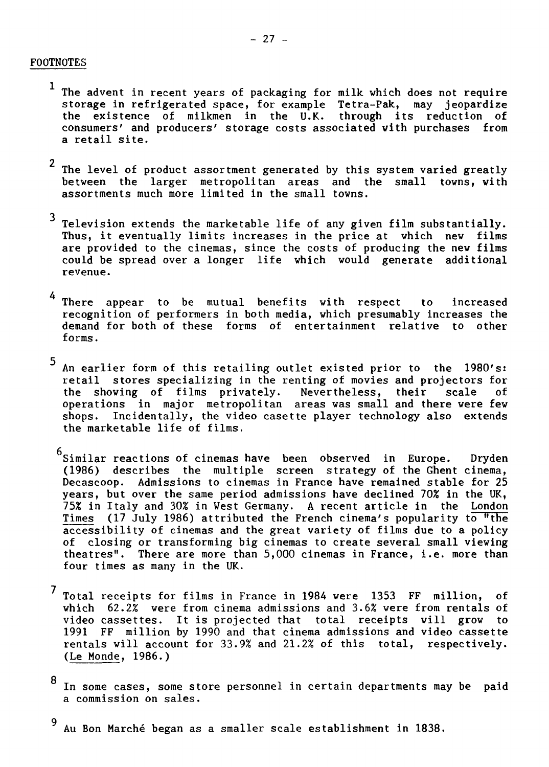FOOTNOTES

[1] The advent in recent years of packaging for milk which does not require storage in refrigerated space, for example Tetra-Pak, may jeopardize the existence of milkmen in the U.K. through its reduction of consumers' and producers' storage costs associated with purchases from a retail site.

[2] The level of product assortment generated by this system varied greatly between the larger metropolitan areas and the small towns, with assortments much more limited in the small towns.

[3] Television extends the marketable life of any given film substantially. Thus, it eventually limits increases in the price at which new films are provided to the cinemas, since the costs of producing the new films could be spread over a longer life which would generate additional revenue.

[4] There appear to be mutual benefits with respect to increased recognition of performers in both media, which presumably increases the demand for both of these forms of entertainment relative to other forms.

[5] An earlier form of this retailing outlet existed prior to the 1980's: retail stores specializing in the renting of movies and projectors for the showing of films privately. Nevertheless, their scale of operations in major metropolitan areas was small and there were few shops. Incidentally, the video casette player technology also extends the marketable life of films.

[6] Similar reactions of cinemas have been observed in Europe. Dryden (1986) describes the multiple screen strategy of the Ghent cinema, Decascoop. Admissions to cinemas in France have remained stable for 25 years, but over the same period admissions have declined 70% in the UK, 75% in Italy and 30% in West Germany. A recent article in the London Times (17 July 1986) attributed the French cinema's popularity to "the accessibility of cinemas and the great variety of films due to a policy of closing or transforming big cinemas to create several small viewing theatres". There are more than 5,000 cinemas in France, i.e. more than four times as many in the UK.

[7] Total receipts for films in France in 1984 were 1353 FF million, of which 62.2% were from cinema admissions and 3.6% were from rentals of video cassettes. It is projected that total receipts will grow to 1991 FF million by 1990 and that cinema admissions and video cassette rentals will account for 33.9% and 21.2% of this total, respectively. (Le Monde, 1986.)

[8] In some cases, some store personnel in certain departments may be paid a commission on sales.

[9] Au Bon Marché began as a smaller scale establishment in 1838.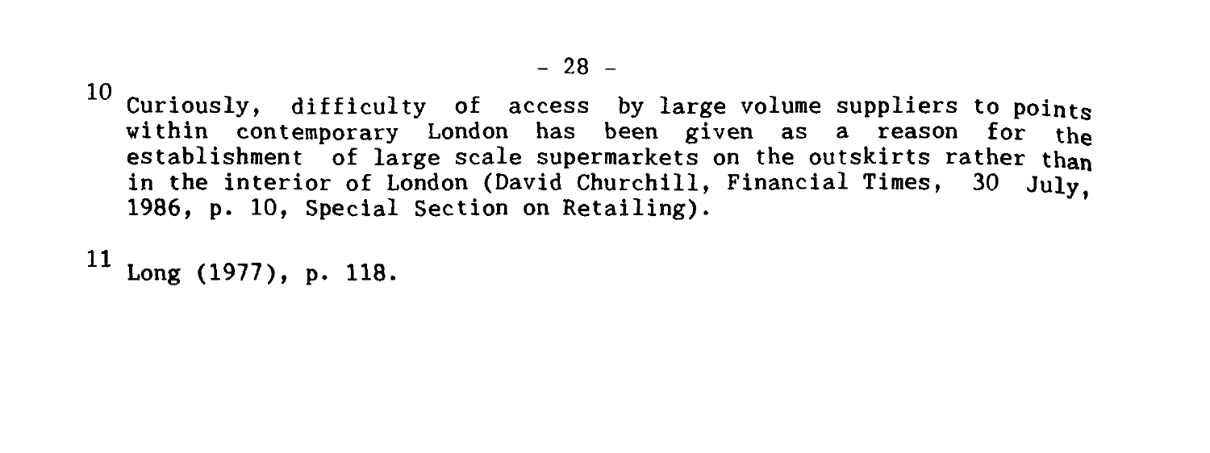[10] Curiously, difficulty of access by large volume suppliers to points within contemporary London has been given as a reason for the establishment of large scale supermarkets on the outskirts rather than in the interior of London (David Churchill, Financial Times, 30 July, 1986, p. 10, Special Section on Retailing).

[11] Long (1977), p. 118.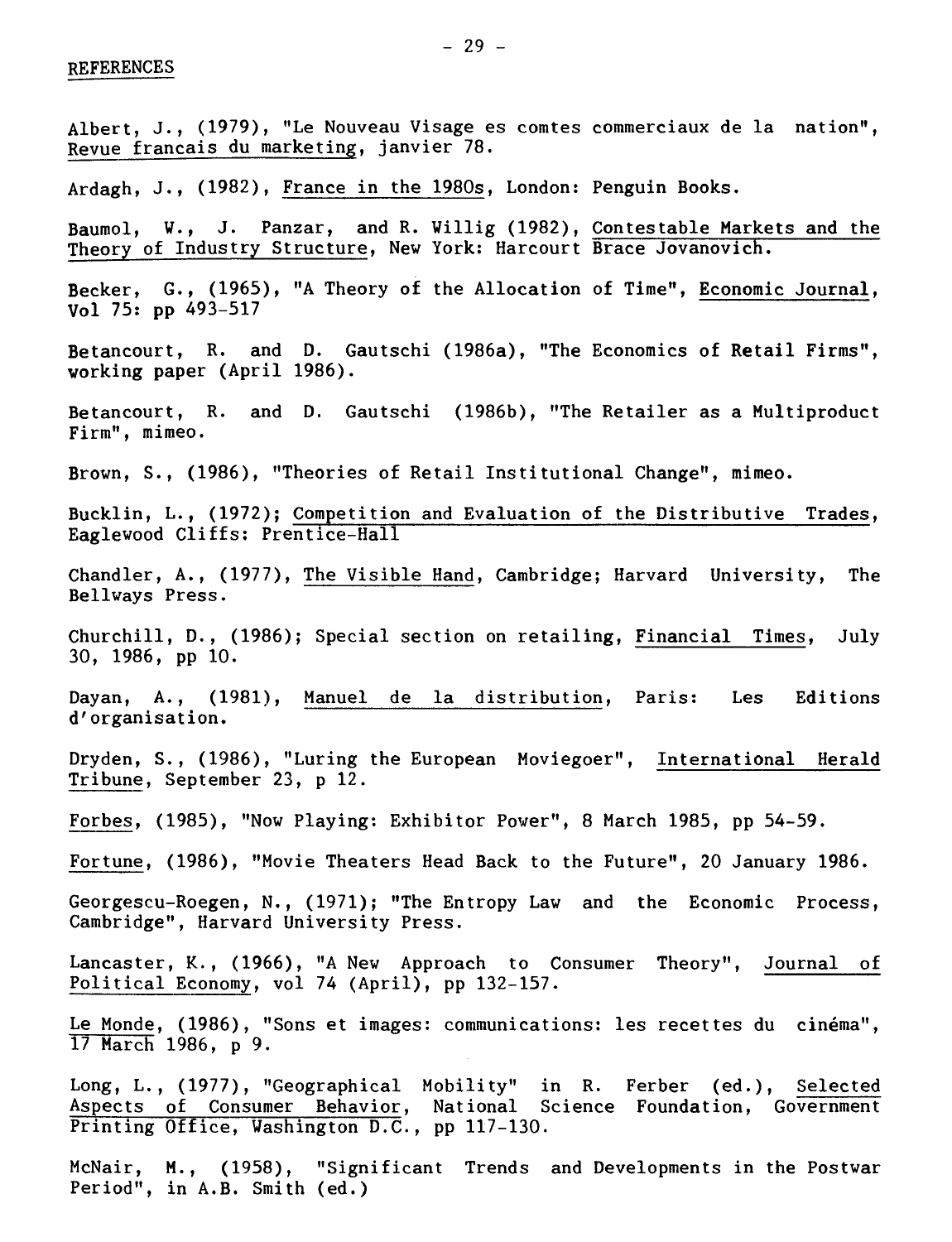## REFERENCES

Albert, J., (1979), "Le Nouveau Visage es comtes commerciaux de la nation", Revue francais du marketing, janvier 78.

Ardagh, J., (1982), France in the 1980s, London: Penguin Books.

Baumol, W., J. Panzar, and R. Willig (1982), Contestable Markets and the Theory of Industry Structure, New York: Harcourt Brace Jovanovich.

Becker, G., (1965), "A Theory of the Allocation of Time", Economic Journal, Vol 75: pp 493-517

Betancourt, R. and D. Gautschi (1986a), "The Economics of Retail Firms", working paper (April 1986).

Betancourt, R. and D. Gautschi (1986b), "The Retailer as a Multiproduct Firm", mimeo.

Brown, S., (1986), "Theories of Retail Institutional Change", mimeo.

Bucklin, L., (1972); Competition and Evaluation of the Distributive Trades, Eaglewood Cliffs: Prentice-Hall

Chandler, A., (1977), The Visible Hand, Cambridge; Harvard University, The Bellways Press.

Churchill, D., (1986); Special section on retailing, Financial Times, July 30, 1986, pp 10.

Dayan, A., (1981), Manuel de la distribution, Paris: Les Editions d'organisation.

Dryden, S., (1986), "Luring the European Moviegoer", International Herald Tribune, September 23, p 12.

Forbes, (1985), "Now Playing: Exhibitor Power", 8 March 1985, pp 54-59.

Fortune, (1986), "Movie Theaters Head Back to the Future", 20 January 1986.

Georgescu-Roegen, N., (1971); "The Entropy Law and the Economic Process, Cambridge", Harvard University Press.

Lancaster, K., (1966), "A New Approach to Consumer Theory", Journal of Political Economy, vol 74 (April), pp 132-157.

Le Monde, (1986), "Sons et images: communications: les recettes du cinéma", 17 March 1986, p 9.

Long, L., (1977), "Geographical Mobility" in R. Ferber (ed.), Selected Aspects of Consumer Behavior, National Science Foundation, Government Printing Office, Washington D.C., pp 117-130.

McNair, M., (1958), "Significant Trends and Developments in the Postwar Period", in A.B. Smith (ed.)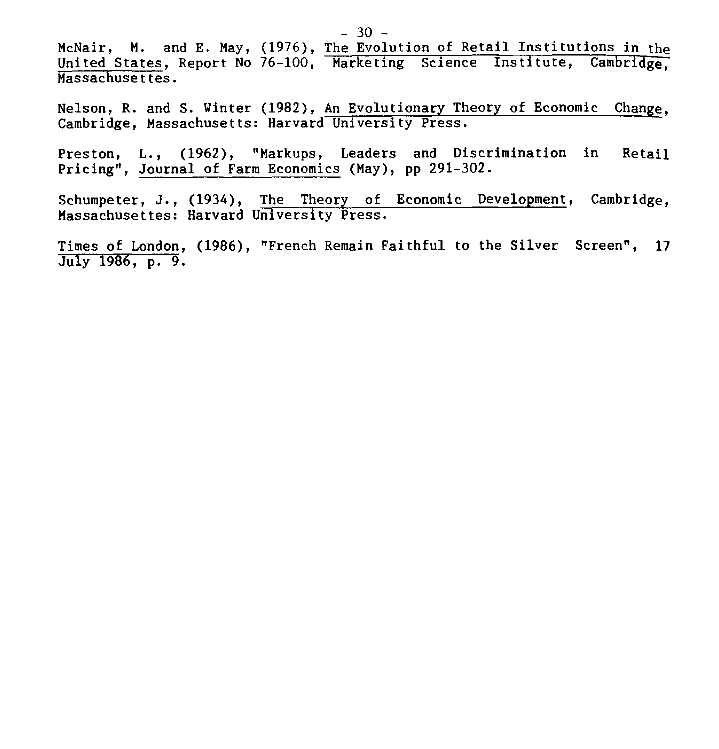McNair, M. and E. May, (1976), The Evolution of Retail Institutions in the United States, Report No 76-100, Marketing Science Institute, Cambridge, Massachusettes.

Nelson, R. and S. Winter (1982), An Evolutionary Theory of Economic Change, Cambridge, Massachusetts: Harvard University Press.

Preston, L., (1962), "Markups, Leaders and Discrimination in Retail Pricing", Journal of Farm Economics (May), pp 291-302.

Schumpeter, J., (1934), The Theory of Economic Development, Cambridge, Massachusettes: Harvard University Press.

Times of London, (1986), "French Remain Faithful to the Silver Screen", 17 July 1986, p. 9.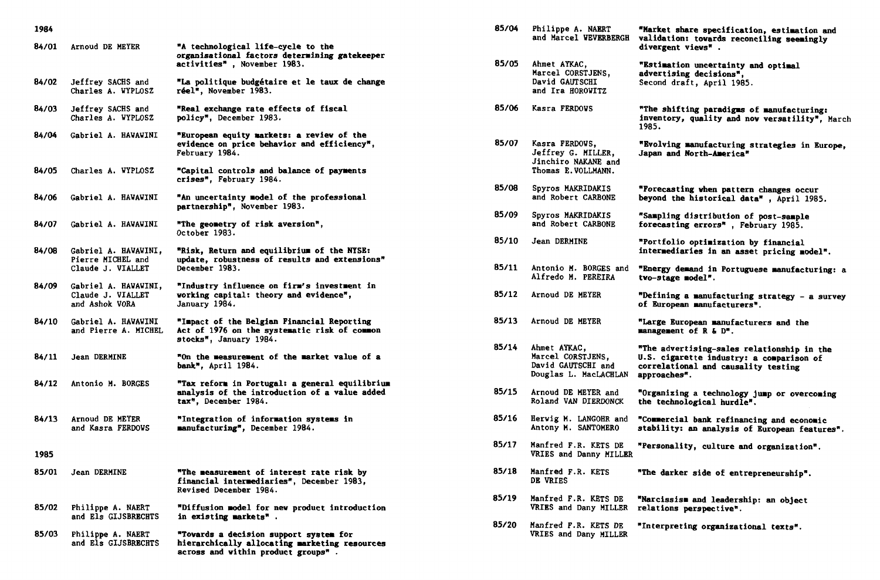## 1984

| | | |
|---|---|---|
| 84/01 | Arnoud DE MEYER | "A technological life-cycle to the organisational factors determining gatekeeper activities" , November 1983. |
| 84/02 | Jeffrey SACHS and Charles A. WYPLOSZ | "La politique budgétaire et le taux de change réel", November 1983. |
| 84/03 | Jeffrey SACHS and Charles A. WYPLOSZ | "Real exchange rate effects of fiscal policy", December 1983. |
| 84/04 | Gabriel A. HAWAWINI | "European equity markets: a review of the evidence on price behavior and efficiency", February 1984. |
| 84/05 | Charles A. WYPLOSZ | "Capital controls and balance of payments crises", February 1984. |
| 84/06 | Gabriel A. HAWAWINI | "An uncertainty model of the professional partnership", November 1983. |
| 84/07 | Gabriel A. HAWAWINI | "The geometry of risk aversion", October 1983. |
| 84/08 | Gabriel A. HAWAWINI, Pierre MICHEL and Claude J. VIALLET | "Risk, Return and equilibrium of the NYSE: update, robustness of results and extensions" December 1983. |
| 84/09 | Gabriel A. HAWAWINI, Claude J. VIALLET and Ashok VORA | "Industry influence on firm's investment in working capital: theory and evidence", January 1984. |
| 84/10 | Gabriel A. HAWAWINI and Pierre A. MICHEL | "Impact of the Belgian Financial Reporting Act of 1976 on the systematic risk of common stocks", January 1984. |
| 84/11 | Jean DERMINE | "On the measurement of the market value of a bank", April 1984. |
| 84/12 | Antonio M. BORGES | "Tax reform in Portugal: a general equilibrium analysis of the introduction of a value added tax", December 1984. |
| 84/13 | Arnoud DE MEYER and Kasra FERDOWS | "Integration of information systems in manufacturing", December 1984. |

## 1985

| | | |
|---|---|---|
| 85/01 | Jean DERMINE | "The measurement of interest rate risk by financial intermediaries", December 1983, Revised December 1984. |
| 85/02 | Philippe A. NAERT and Els GIJSBRECHTS | "Diffusion model for new product introduction in existing markets" . |
| 85/03 | Philippe A. NAERT and Els GIJSBRECHTS | "Towards a decision support system for hierarchically allocating marketing resources across and within product groups" . |
| 85/04 | Philippe A. NAERT and Marcel WEVERBERGH | "Market share specification, estimation and validation: towards reconciling seemingly divergent views" . |
| 85/05 | Ahmet AYKAC, Marcel CORSTJENS, David GAUTSCHI and Ira HOROWITZ | "Estimation uncertainty and optimal advertising decisions", Second draft, April 1985. |
| 85/06 | Kasra FERDOWS | "The shifting paradigms of manufacturing: inventory, quality and now versatility", March 1985. |
| 85/07 | Kasra FERDOWS, Jeffrey G. MILLER, Jinchiro NAKANE and Thomas E. VOLLMANN. | "Evolving manufacturing strategies in Europe, Japan and North-America" |
| 85/08 | Spyros MAKRIDAKIS and Robert CARBONE | "Forecasting when pattern changes occur beyond the historical data" , April 1985. |
| 85/09 | Spyros MAKRIDAKIS and Robert CARBONE | "Sampling distribution of post-sample forecasting errors" , February 1985. |
| 85/10 | Jean DERMINE | "Portfolio optimization by financial intermediaries in an asset pricing model". |
| 85/11 | Antonio M. BORGES and Alfredo M. PEREIRA | "Energy demand in Portuguese manufacturing: a two-stage model". |
| 85/12 | Arnoud DE MEYER | "Defining a manufacturing strategy - a survey of European manufacturers". |
| 85/13 | Arnoud DE MEYER | "Large European manufacturers and the management of R & D". |
| 85/14 | Ahmet AYKAC, Marcel CORSTJENS, David GAUTSCHI and Douglas L. MacLACHLAN | "The advertising-sales relationship in the U.S. cigarette industry: a comparison of correlational and causality testing approaches". |
| 85/15 | Arnoud DE MEYER and Roland VAN DIERDONCK | "Organizing a technology jump or overcoming the technological hurdle". |
| 85/16 | Hervig M. LANGOHR and Antony M. SANTOMERO | "Commercial bank refinancing and economic stability: an analysis of European features". |
| 85/17 | Manfred F.R. KETS DE VRIES and Danny MILLER | "Personality, culture and organization". |
| 85/18 | Manfred F.R. KETS DE VRIES | "The darker side of entrepreneurship". |
| 85/19 | Manfred F.R. KETS DE VRIES and Dany MILLER | "Narcissism and leadership: an object relations perspective". |
| 85/20 | Manfred F.R. KETS DE VRIES and Dany MILLER | "Interpreting organizational texts". |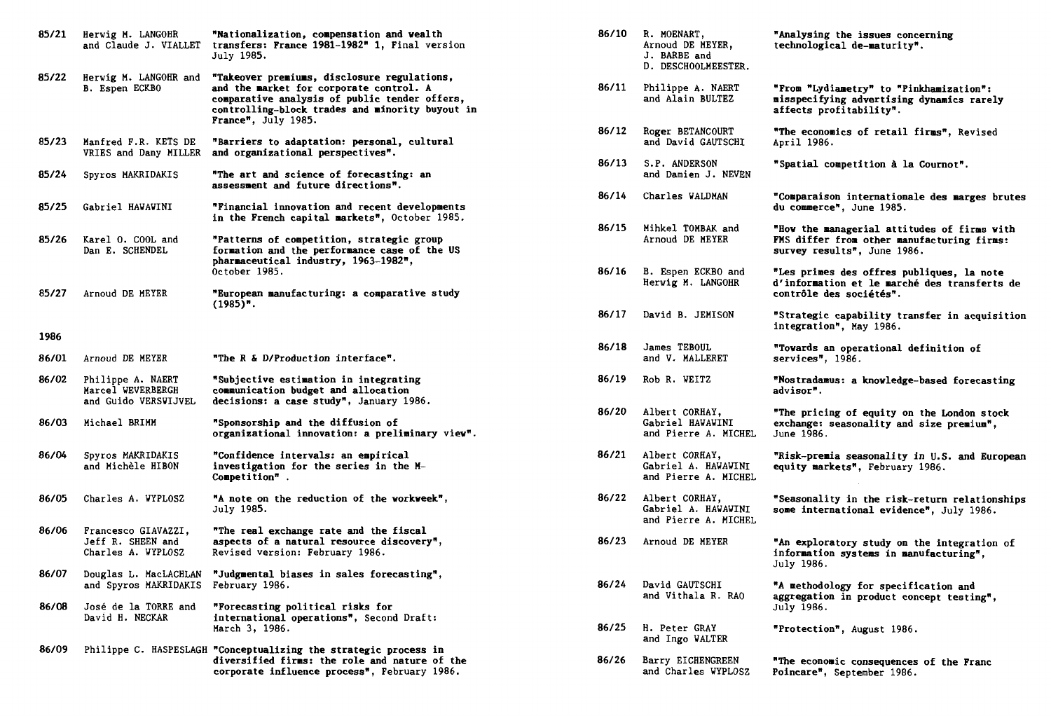85/21 Herwig M. LANGOHR and Claude J. VIALLET "Nationalization, compensation and wealth transfers: France 1981-1982" 1, Final version July 1985.

85/22 Herwig M. LANGOHR and B. Espen ECKBO "Takeover premiums, disclosure regulations, and the market for corporate control. A comparative analysis of public tender offers, controlling-block trades and minority buyout in France", July 1985.

85/23 Manfred F.R. KETS DE VRIES and Dany MILLER "Barriers to adaptation: personal, cultural and organizational perspectives".

85/24 Spyros MAKRIDAKIS "The art and science of forecasting: an assessment and future directions".

85/25 Gabriel HAWAWINI "Financial innovation and recent developments in the French capital markets", October 1985.

85/26 Karel O. COOL and Dan E. SCHENDEL "Patterns of competition, strategic group formation and the performance case of the US pharmaceutical industry, 1963-1982", October 1985.

85/27 Arnoud DE MEYER "European manufacturing: a comparative study (1985)".

## 1986

86/01 Arnoud DE MEYER "The R & D/Production interface".

86/02 Philippe A. NAERT Marcel WEVERBERGH and Guido VERSWIJVEL "Subjective estimation in integrating communication budget and allocation decisions: a case study", January 1986.

86/03 Michael BRIMM "Sponsorship and the diffusion of organizational innovation: a preliminary view".

86/04 Spyros MAKRIDAKIS and Michèle HIBON "Confidence intervals: an empirical investigation for the series in the M-Competition" .

86/05 Charles A. WYPLOSZ "A note on the reduction of the workweek", July 1985.

86/06 Francesco GIAVAZZI, Jeff R. SHEEN and Charles A. WYPLOSZ "The real exchange rate and the fiscal aspects of a natural resource discovery", Revised version: February 1986.

86/07 Douglas L. MacLACHLAN and Spyros MAKRIDAKIS "Judgmental biases in sales forecasting", February 1986.

86/08 José de la TORRE and David H. NECKAR "Forecasting political risks for international operations", Second Draft: March 3, 1986.

86/09 Philippe C. HASPESLAGH "Conceptualizing the strategic process in diversified firms: the role and nature of the corporate influence process", February 1986.

86/10 R. MOENART, Arnoud DE MEYER, J. BARBE and D. DESCHOOLMEESTER. "Analysing the issues concerning technological de-maturity".

86/11 Philippe A. NAERT and Alain BULTEZ "From "Lydiametry" to "Pinkhamization": misspecifying advertising dynamics rarely affects profitability".

86/12 Roger BETANCOURT and David GAUTSCHI "The economics of retail firms", Revised April 1986.

86/13 S.P. ANDERSON and Damien J. NEVEN "Spatial competition à la Cournot".

86/14 Charles WALDMAN "Comparaison internationale des marges brutes du commerce", June 1985.

86/15 Mihkel TOMBAK and Arnoud DE MEYER "How the managerial attitudes of firms with FMS differ from other manufacturing firms: survey results", June 1986.

86/16 B. Espen ECKBO and Herwig M. LANGOHR "Les primes des offres publiques, la note d'information et le marché des transferts de contrôle des sociétés".

86/17 David B. JEMISON "Strategic capability transfer in acquisition integration", May 1986.

86/18 James TEBOUL and V. MALLERET "Towards an operational definition of services", 1986.

86/19 Rob R. WEITZ "Nostradamus: a knowledge-based forecasting advisor".

86/20 Albert CORHAY, Gabriel HAWAWINI and Pierre A. MICHEL "The pricing of equity on the London stock exchange: seasonality and size premium", June 1986.

86/21 Albert CORHAY, Gabriel A. HAWAWINI and Pierre A. MICHEL "Risk-premia seasonality in U.S. and European equity markets", February 1986.

86/22 Albert CORHAY, Gabriel A. HAWAWINI and Pierre A. MICHEL "Seasonality in the risk-return relationships some international evidence", July 1986.

86/23 Arnoud DE MEYER "An exploratory study on the integration of information systems in manufacturing", July 1986.

86/24 David GAUTSCHI and Vithala R. RAO "A methodology for specification and aggregation in product concept testing", July 1986.

86/25 H. Peter GRAY and Ingo WALTER "Protection", August 1986.

86/26 Barry EICHENGREEN and Charles WYPLOSZ "The economic consequences of the Franc Poincare", September 1986.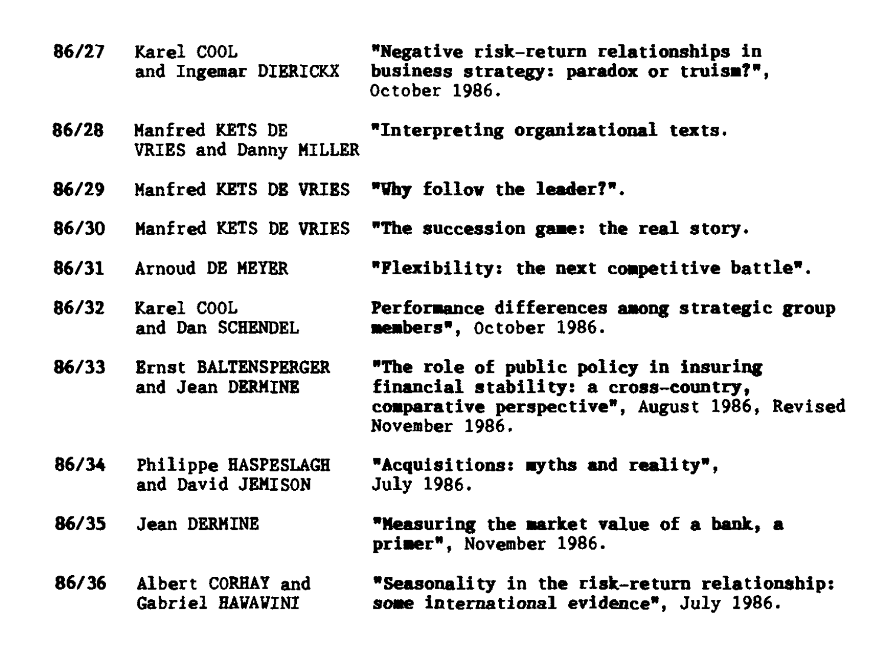| | | |
|---|---|---|
| **86/27** | Karel COOL and Ingemar DIERICKX | **"Negative risk-return relationships in business strategy: paradox or truism?"**, October 1986. |
| **86/28** | Manfred KETS DE VRIES and Danny MILLER | **"Interpreting organizational texts.** |
| **86/29** | Manfred KETS DE VRIES | **"Why follow the leader?".** |
| **86/30** | Manfred KETS DE VRIES | **"The succession game: the real story.** |
| **86/31** | Arnoud DE MEYER | **"Flexibility: the next competitive battle".** |
| **86/32** | Karel COOL and Dan SCHENDEL | **Performance differences among strategic group members"**, October 1986. |
| **86/33** | Ernst BALTENSPERGER and Jean DERMINE | **"The role of public policy in insuring financial stability: a cross-country, comparative perspective"**, August 1986, Revised November 1986. |
| **86/34** | Philippe HASPESLAGH and David JEMISON | **"Acquisitions: myths and reality"**, July 1986. |
| **86/35** | Jean DERMINE | **"Measuring the market value of a bank, a primer"**, November 1986. |
| **86/36** | Albert CORHAY and Gabriel HAWAWINI | **"Seasonality in the risk-return relationship: some international evidence"**, July 1986. |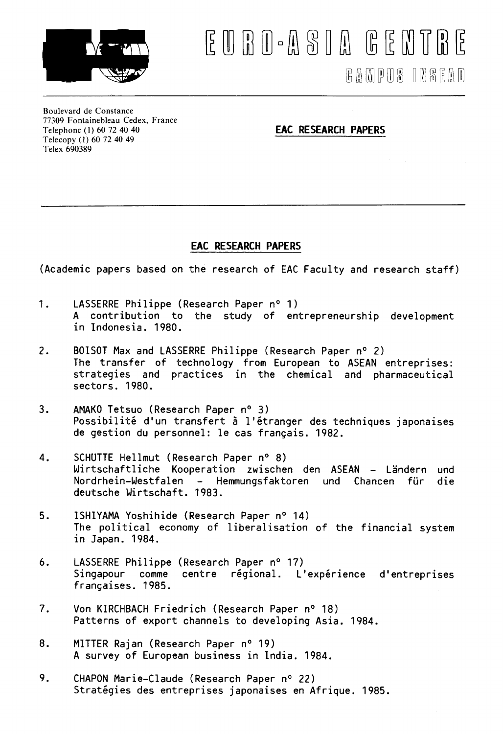# EURO-ASIA CENTRE

CAMPUS INSEAD

Boulevard de Constance
77309 Fontainebleau Cedex, France
Telephone (1) 60 72 40 40
Telecopy (1) 60 72 40 49
Telex 690389

**EAC RESEARCH PAPERS**

## EAC RESEARCH PAPERS

(Academic papers based on the research of EAC Faculty and research staff)

1. LASSERRE Philippe (Research Paper n° 1)
   A contribution to the study of entrepreneurship development in Indonesia. 1980.

2. BOISOT Max and LASSERRE Philippe (Research Paper n° 2)
   The transfer of technology from European to ASEAN entreprises: strategies and practices in the chemical and pharmaceutical sectors. 1980.

3. AMAKO Tetsuo (Research Paper n° 3)
   Possibilité d'un transfert à l'étranger des techniques japonaises de gestion du personnel: le cas français. 1982.

4. SCHUTTE Hellmut (Research Paper n° 8)
   Wirtschaftliche Kooperation zwischen den ASEAN - Ländern und Nordrhein-Westfalen - Hemmungsfaktoren und Chancen für die deutsche Wirtschaft. 1983.

5. ISHIYAMA Yoshihide (Research Paper n° 14)
   The political economy of liberalisation of the financial system in Japan. 1984.

6. LASSERRE Philippe (Research Paper n° 17)
   Singapour comme centre régional. L'expérience d'entreprises françaises. 1985.

7. Von KIRCHBACH Friedrich (Research Paper n° 18)
   Patterns of export channels to developing Asia. 1984.

8. MITTER Rajan (Research Paper n° 19)
   A survey of European business in India. 1984.

9. CHAPON Marie-Claude (Research Paper n° 22)
   Stratégies des entreprises japonaises en Afrique. 1985.